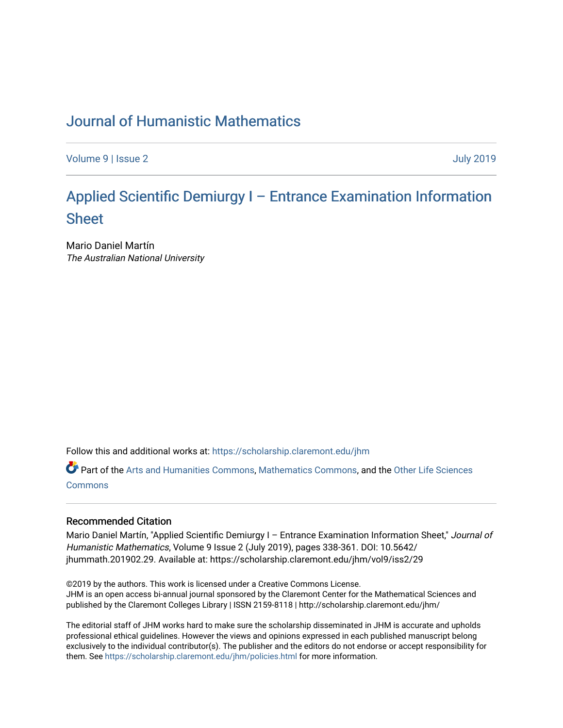# Journal of Humanistic Mathematics

Volume 9 | Issue 2 July 2019

## Applied Scientific Demiurgy I – Entrance Examination Information Sheet

Mario Daniel Martín
*The Australian National University*

Follow this and additional works at: https://scholarship.claremont.edu/jhm

Part of the Arts and Humanities Commons, Mathematics Commons, and the Other Life Sciences Commons

### Recommended Citation

Mario Daniel Martín, "Applied Scientific Demiurgy I – Entrance Examination Information Sheet," *Journal of Humanistic Mathematics*, Volume 9 Issue 2 (July 2019), pages 338-361. DOI: 10.5642/jhummath.201902.29. Available at: https://scholarship.claremont.edu/jhm/vol9/iss2/29

©2019 by the authors. This work is licensed under a Creative Commons License.
JHM is an open access bi-annual journal sponsored by the Claremont Center for the Mathematical Sciences and published by the Claremont Colleges Library | ISSN 2159-8118 | http://scholarship.claremont.edu/jhm/

The editorial staff of JHM works hard to make sure the scholarship disseminated in JHM is accurate and upholds professional ethical guidelines. However the views and opinions expressed in each published manuscript belong exclusively to the individual contributor(s). The publisher and the editors do not endorse or accept responsibility for them. See https://scholarship.claremont.edu/jhm/policies.html for more information.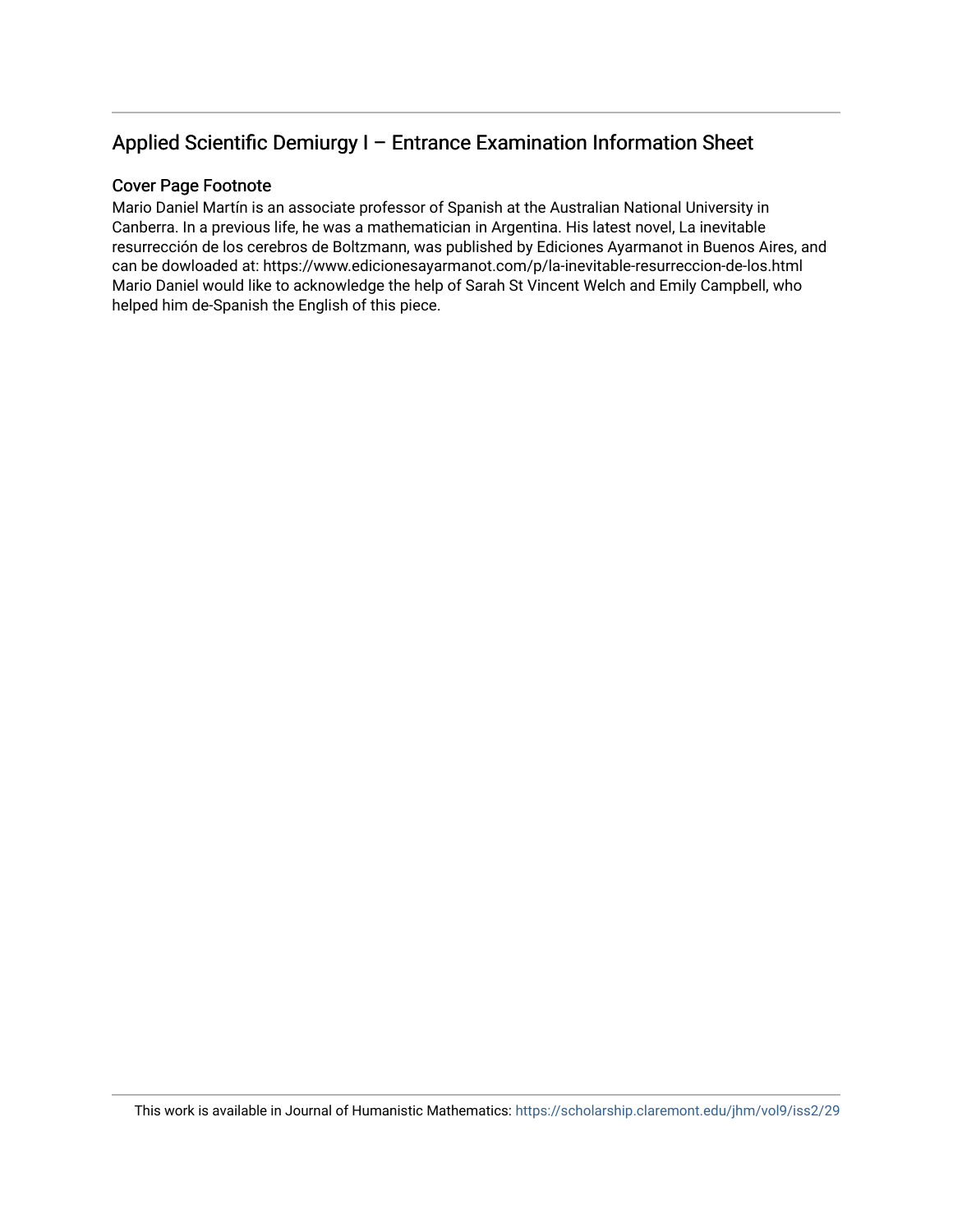## Applied Scientific Demiurgy I – Entrance Examination Information Sheet

### Cover Page Footnote

Mario Daniel Martín is an associate professor of Spanish at the Australian National University in Canberra. In a previous life, he was a mathematician in Argentina. His latest novel, La inevitable resurrección de los cerebros de Boltzmann, was published by Ediciones Ayarmanot in Buenos Aires, and can be dowloaded at: https://www.edicionesayarmanot.com/p/la-inevitable-resurreccion-de-los.html Mario Daniel would like to acknowledge the help of Sarah St Vincent Welch and Emily Campbell, who helped him de-Spanish the English of this piece.

This work is available in Journal of Humanistic Mathematics: https://scholarship.claremont.edu/jhm/vol9/iss2/29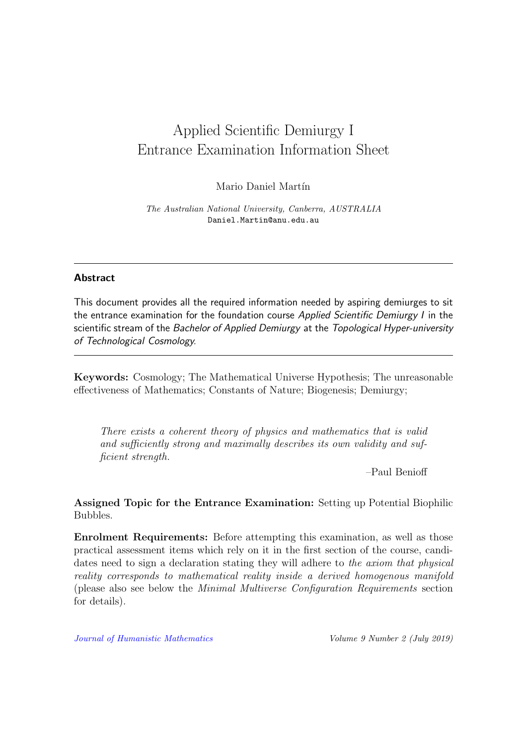# Applied Scientific Demiurgy I
# Entrance Examination Information Sheet

Mario Daniel Martín

*The Australian National University, Canberra, AUSTRALIA*
Daniel.Martin@anu.edu.au

---

**Abstract**

This document provides all the required information needed by aspiring demiurges to sit the entrance examination for the foundation course *Applied Scientific Demiurgy I* in the scientific stream of the *Bachelor of Applied Demiurgy* at the *Topological Hyper-university of Technological Cosmology*.

---

**Keywords:** Cosmology; The Mathematical Universe Hypothesis; The unreasonable effectiveness of Mathematics; Constants of Nature; Biogenesis; Demiurgy;

> *There exists a coherent theory of physics and mathematics that is valid and sufficiently strong and maximally describes its own validity and sufficient strength.*
>
> –Paul Benioff

**Assigned Topic for the Entrance Examination:** Setting up Potential Biophilic Bubbles.

**Enrolment Requirements:** Before attempting this examination, as well as those practical assessment items which rely on it in the first section of the course, candidates need to sign a declaration stating they will adhere to *the axiom that physical reality corresponds to mathematical reality inside a derived homogenous manifold* (please also see below the *Minimal Multiverse Configuration Requirements* section for details).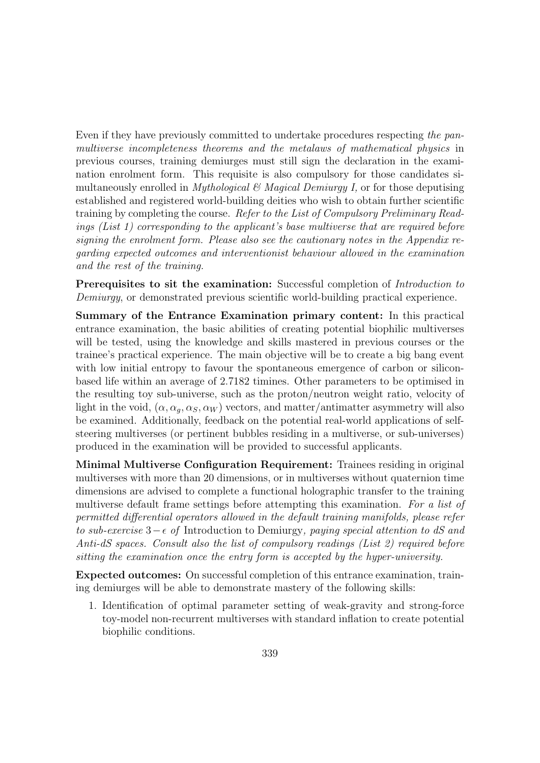Even if they have previously committed to undertake procedures respecting *the pan-multiverse incompleteness theorems and the metalaws of mathematical physics* in previous courses, training demiurges must still sign the declaration in the examination enrolment form. This requisite is also compulsory for those candidates simultaneously enrolled in *Mythological & Magical Demiurgy I,* or for those deputising established and registered world-building deities who wish to obtain further scientific training by completing the course. *Refer to the List of Compulsory Preliminary Readings (List 1) corresponding to the applicant's base multiverse that are required before signing the enrolment form. Please also see the cautionary notes in the Appendix regarding expected outcomes and interventionist behaviour allowed in the examination and the rest of the training.*

**Prerequisites to sit the examination:** Successful completion of *Introduction to Demiurgy*, or demonstrated previous scientific world-building practical experience.

**Summary of the Entrance Examination primary content:** In this practical entrance examination, the basic abilities of creating potential biophilic multiverses will be tested, using the knowledge and skills mastered in previous courses or the trainee's practical experience. The main objective will be to create a big bang event with low initial entropy to favour the spontaneous emergence of carbon or silicon-based life within an average of 2.7182 timines. Other parameters to be optimised in the resulting toy sub-universe, such as the proton/neutron weight ratio, velocity of light in the void, $(\alpha, \alpha_g, \alpha_S, \alpha_W)$ vectors, and matter/antimatter asymmetry will also be examined. Additionally, feedback on the potential real-world applications of self-steering multiverses (or pertinent bubbles residing in a multiverse, or sub-universes) produced in the examination will be provided to successful applicants.

**Minimal Multiverse Configuration Requirement:** Trainees residing in original multiverses with more than 20 dimensions, or in multiverses without quaternion time dimensions are advised to complete a functional holographic transfer to the training multiverse default frame settings before attempting this examination. *For a list of permitted differential operators allowed in the default training manifolds, please refer to sub-exercise* $3-\epsilon$ *of* Introduction to Demiurgy*, paying special attention to dS and Anti-dS spaces. Consult also the list of compulsory readings (List 2) required before sitting the examination once the entry form is accepted by the hyper-university.*

**Expected outcomes:** On successful completion of this entrance examination, training demiurges will be able to demonstrate mastery of the following skills:

1. Identification of optimal parameter setting of weak-gravity and strong-force toy-model non-recurrent multiverses with standard inflation to create potential biophilic conditions.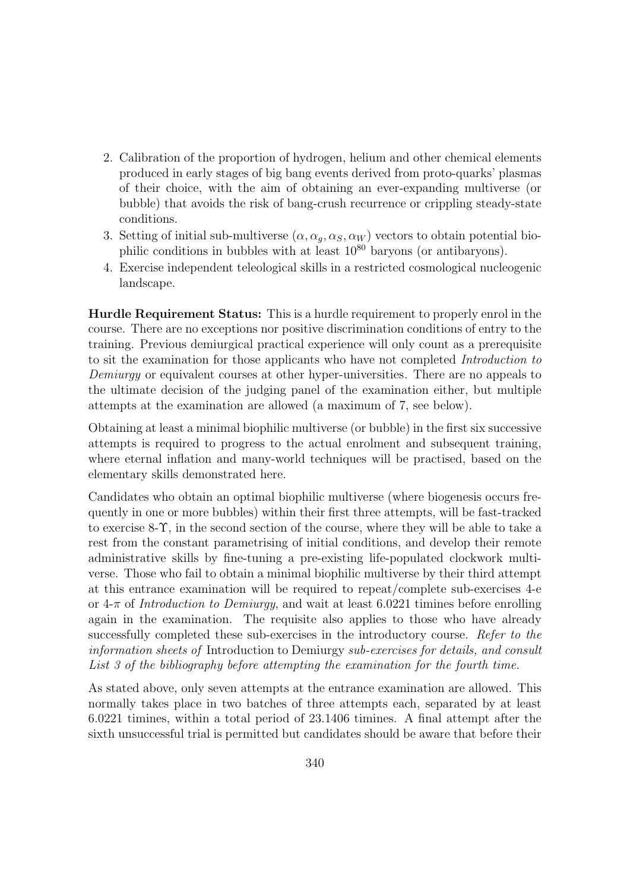2. Calibration of the proportion of hydrogen, helium and other chemical elements produced in early stages of big bang events derived from proto-quarks' plasmas of their choice, with the aim of obtaining an ever-expanding multiverse (or bubble) that avoids the risk of bang-crush recurrence or crippling steady-state conditions.
3. Setting of initial sub-multiverse $(\alpha, \alpha_g, \alpha_S, \alpha_W)$ vectors to obtain potential biophilic conditions in bubbles with at least $10^{80}$ baryons (or antibaryons).
4. Exercise independent teleological skills in a restricted cosmological nucleogenic landscape.

**Hurdle Requirement Status:** This is a hurdle requirement to properly enrol in the course. There are no exceptions nor positive discrimination conditions of entry to the training. Previous demiurgical practical experience will only count as a prerequisite to sit the examination for those applicants who have not completed *Introduction to Demiurgy* or equivalent courses at other hyper-universities. There are no appeals to the ultimate decision of the judging panel of the examination either, but multiple attempts at the examination are allowed (a maximum of 7, see below).

Obtaining at least a minimal biophilic multiverse (or bubble) in the first six successive attempts is required to progress to the actual enrolment and subsequent training, where eternal inflation and many-world techniques will be practised, based on the elementary skills demonstrated here.

Candidates who obtain an optimal biophilic multiverse (where biogenesis occurs frequently in one or more bubbles) within their first three attempts, will be fast-tracked to exercise 8-$\Upsilon$, in the second section of the course, where they will be able to take a rest from the constant parametrising of initial conditions, and develop their remote administrative skills by fine-tuning a pre-existing life-populated clockwork multiverse. Those who fail to obtain a minimal biophilic multiverse by their third attempt at this entrance examination will be required to repeat/complete sub-exercises 4-e or 4-$\pi$ of *Introduction to Demiurgy*, and wait at least 6.0221 timines before enrolling again in the examination. The requisite also applies to those who have already successfully completed these sub-exercises in the introductory course. *Refer to the information sheets of* Introduction to Demiurgy *sub-exercises for details, and consult List 3 of the bibliography before attempting the examination for the fourth time.*

As stated above, only seven attempts at the entrance examination are allowed. This normally takes place in two batches of three attempts each, separated by at least 6.0221 timines, within a total period of 23.1406 timines. A final attempt after the sixth unsuccessful trial is permitted but candidates should be aware that before their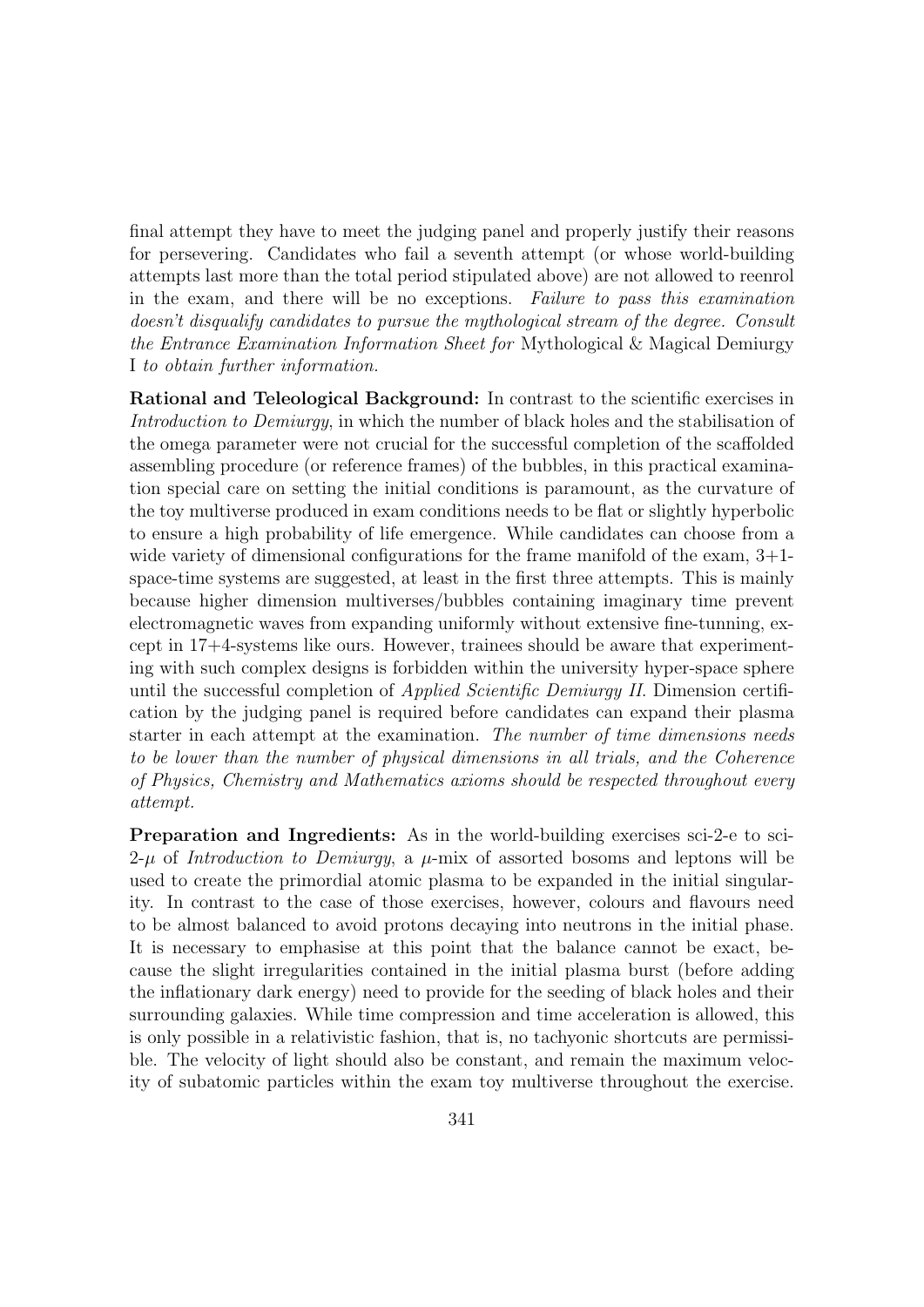final attempt they have to meet the judging panel and properly justify their reasons for persevering. Candidates who fail a seventh attempt (or whose world-building attempts last more than the total period stipulated above) are not allowed to reenrol in the exam, and there will be no exceptions. *Failure to pass this examination doesn't disqualify candidates to pursue the mythological stream of the degree. Consult the Entrance Examination Information Sheet for* Mythological & Magical Demiurgy I *to obtain further information.*

**Rational and Teleological Background:** In contrast to the scientific exercises in *Introduction to Demiurgy*, in which the number of black holes and the stabilisation of the omega parameter were not crucial for the successful completion of the scaffolded assembling procedure (or reference frames) of the bubbles, in this practical examination special care on setting the initial conditions is paramount, as the curvature of the toy multiverse produced in exam conditions needs to be flat or slightly hyperbolic to ensure a high probability of life emergence. While candidates can choose from a wide variety of dimensional configurations for the frame manifold of the exam, 3+1-space-time systems are suggested, at least in the first three attempts. This is mainly because higher dimension multiverses/bubbles containing imaginary time prevent electromagnetic waves from expanding uniformly without extensive fine-tunning, except in 17+4-systems like ours. However, trainees should be aware that experimenting with such complex designs is forbidden within the university hyper-space sphere until the successful completion of *Applied Scientific Demiurgy II*. Dimension certification by the judging panel is required before candidates can expand their plasma starter in each attempt at the examination. *The number of time dimensions needs to be lower than the number of physical dimensions in all trials, and the Coherence of Physics, Chemistry and Mathematics axioms should be respected throughout every attempt.*

**Preparation and Ingredients:** As in the world-building exercises sci-2-e to sci-2-$\mu$ of *Introduction to Demiurgy*, a $\mu$-mix of assorted bosoms and leptons will be used to create the primordial atomic plasma to be expanded in the initial singularity. In contrast to the case of those exercises, however, colours and flavours need to be almost balanced to avoid protons decaying into neutrons in the initial phase. It is necessary to emphasise at this point that the balance cannot be exact, because the slight irregularities contained in the initial plasma burst (before adding the inflationary dark energy) need to provide for the seeding of black holes and their surrounding galaxies. While time compression and time acceleration is allowed, this is only possible in a relativistic fashion, that is, no tachyonic shortcuts are permissible. The velocity of light should also be constant, and remain the maximum velocity of subatomic particles within the exam toy multiverse throughout the exercise.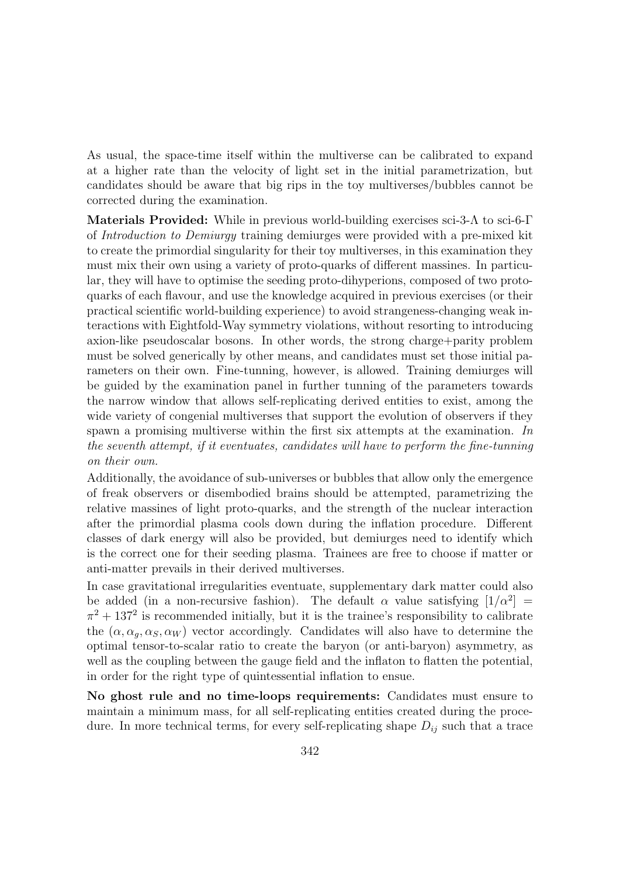As usual, the space-time itself within the multiverse can be calibrated to expand at a higher rate than the velocity of light set in the initial parametrization, but candidates should be aware that big rips in the toy multiverses/bubbles cannot be corrected during the examination.

**Materials Provided:** While in previous world-building exercises sci-3-$\Lambda$ to sci-6-$\Gamma$ of *Introduction to Demiurgy* training demiurges were provided with a pre-mixed kit to create the primordial singularity for their toy multiverses, in this examination they must mix their own using a variety of proto-quarks of different massines. In particular, they will have to optimise the seeding proto-dihyperions, composed of two proto-quarks of each flavour, and use the knowledge acquired in previous exercises (or their practical scientific world-building experience) to avoid strangeness-changing weak interactions with Eightfold-Way symmetry violations, without resorting to introducing axion-like pseudoscalar bosons. In other words, the strong charge+parity problem must be solved generically by other means, and candidates must set those initial parameters on their own. Fine-tunning, however, is allowed. Training demiurges will be guided by the examination panel in further tunning of the parameters towards the narrow window that allows self-replicating derived entities to exist, among the wide variety of congenial multiverses that support the evolution of observers if they spawn a promising multiverse within the first six attempts at the examination. *In the seventh attempt, if it eventuates, candidates will have to perform the fine-tunning on their own.*

Additionally, the avoidance of sub-universes or bubbles that allow only the emergence of freak observers or disembodied brains should be attempted, parametrizing the relative massines of light proto-quarks, and the strength of the nuclear interaction after the primordial plasma cools down during the inflation procedure. Different classes of dark energy will also be provided, but demiurges need to identify which is the correct one for their seeding plasma. Trainees are free to choose if matter or anti-matter prevails in their derived multiverses.

In case gravitational irregularities eventuate, supplementary dark matter could also be added (in a non-recursive fashion). The default $\alpha$ value satisfying $[1/\alpha^2] = \pi^2 + 137^2$ is recommended initially, but it is the trainee's responsibility to calibrate the $(\alpha, \alpha_g, \alpha_S, \alpha_W)$ vector accordingly. Candidates will also have to determine the optimal tensor-to-scalar ratio to create the baryon (or anti-baryon) asymmetry, as well as the coupling between the gauge field and the inflaton to flatten the potential, in order for the right type of quintessential inflation to ensue.

**No ghost rule and no time-loops requirements:** Candidates must ensure to maintain a minimum mass, for all self-replicating entities created during the procedure. In more technical terms, for every self-replicating shape $D_{ij}$ such that a trace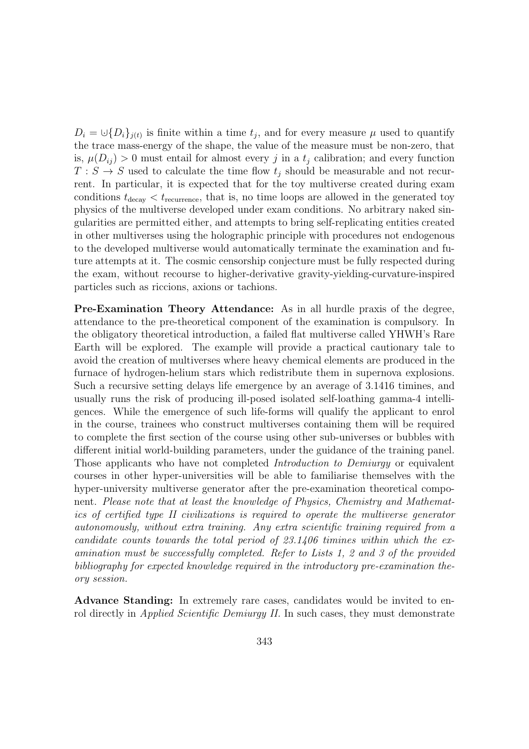$D_i = \uplus\{D_i\}_{j(t)}$ is finite within a time $t_j$, and for every measure $\mu$ used to quantify the trace mass-energy of the shape, the value of the measure must be non-zero, that is, $\mu(D_{ij}) > 0$ must entail for almost every $j$ in a $t_j$ calibration; and every function $T : S \to S$ used to calculate the time flow $t_j$ should be measurable and not recurrent. In particular, it is expected that for the toy multiverse created during exam conditions $t_{\text{decay}} < t_{\text{recurrence}}$, that is, no time loops are allowed in the generated toy physics of the multiverse developed under exam conditions. No arbitrary naked singularities are permitted either, and attempts to bring self-replicating entities created in other multiverses using the holographic principle with procedures not endogenous to the developed multiverse would automatically terminate the examination and future attempts at it. The cosmic censorship conjecture must be fully respected during the exam, without recourse to higher-derivative gravity-yielding-curvature-inspired particles such as riccions, axions or tachions.

**Pre-Examination Theory Attendance:** As in all hurdle praxis of the degree, attendance to the pre-theoretical component of the examination is compulsory. In the obligatory theoretical introduction, a failed flat multiverse called YHWH's Rare Earth will be explored. The example will provide a practical cautionary tale to avoid the creation of multiverses where heavy chemical elements are produced in the furnace of hydrogen-helium stars which redistribute them in supernova explosions. Such a recursive setting delays life emergence by an average of 3.1416 timines, and usually runs the risk of producing ill-posed isolated self-loathing gamma-4 intelligences. While the emergence of such life-forms will qualify the applicant to enrol in the course, trainees who construct multiverses containing them will be required to complete the first section of the course using other sub-universes or bubbles with different initial world-building parameters, under the guidance of the training panel. Those applicants who have not completed *Introduction to Demiurgy* or equivalent courses in other hyper-universities will be able to familiarise themselves with the hyper-university multiverse generator after the pre-examination theoretical component. *Please note that at least the knowledge of Physics, Chemistry and Mathematics of certified type II civilizations is required to operate the multiverse generator autonomously, without extra training. Any extra scientific training required from a candidate counts towards the total period of 23.1406 timines within which the examination must be successfully completed. Refer to Lists 1, 2 and 3 of the provided bibliography for expected knowledge required in the introductory pre-examination theory session.*

**Advance Standing:** In extremely rare cases, candidates would be invited to enrol directly in *Applied Scientific Demiurgy II.* In such cases, they must demonstrate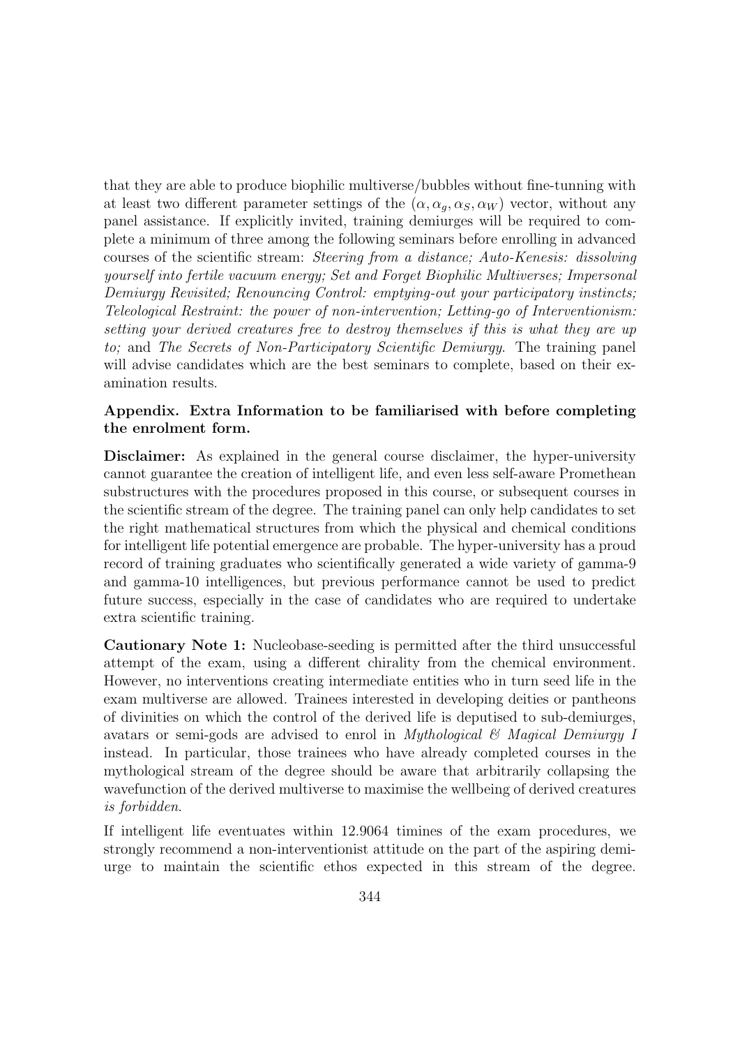that they are able to produce biophilic multiverse/bubbles without fine-tunning with at least two different parameter settings of the $(\alpha, \alpha_g, \alpha_S, \alpha_W)$ vector, without any panel assistance. If explicitly invited, training demiurges will be required to complete a minimum of three among the following seminars before enrolling in advanced courses of the scientific stream: *Steering from a distance; Auto-Kenesis: dissolving yourself into fertile vacuum energy; Set and Forget Biophilic Multiverses; Impersonal Demiurgy Revisited; Renouncing Control: emptying-out your participatory instincts; Teleological Restraint: the power of non-intervention; Letting-go of Interventionism: setting your derived creatures free to destroy themselves if this is what they are up to;* and *The Secrets of Non-Participatory Scientific Demiurgy.* The training panel will advise candidates which are the best seminars to complete, based on their examination results.

### Appendix. Extra Information to be familiarised with before completing the enrolment form.

**Disclaimer:** As explained in the general course disclaimer, the hyper-university cannot guarantee the creation of intelligent life, and even less self-aware Promethean substructures with the procedures proposed in this course, or subsequent courses in the scientific stream of the degree. The training panel can only help candidates to set the right mathematical structures from which the physical and chemical conditions for intelligent life potential emergence are probable. The hyper-university has a proud record of training graduates who scientifically generated a wide variety of gamma-9 and gamma-10 intelligences, but previous performance cannot be used to predict future success, especially in the case of candidates who are required to undertake extra scientific training.

**Cautionary Note 1:** Nucleobase-seeding is permitted after the third unsuccessful attempt of the exam, using a different chirality from the chemical environment. However, no interventions creating intermediate entities who in turn seed life in the exam multiverse are allowed. Trainees interested in developing deities or pantheons of divinities on which the control of the derived life is deputised to sub-demiurges, avatars or semi-gods are advised to enrol in *Mythological & Magical Demiurgy I* instead. In particular, those trainees who have already completed courses in the mythological stream of the degree should be aware that arbitrarily collapsing the wavefunction of the derived multiverse to maximise the wellbeing of derived creatures *is forbidden*.

If intelligent life eventuates within 12.9064 timines of the exam procedures, we strongly recommend a non-interventionist attitude on the part of the aspiring demiurge to maintain the scientific ethos expected in this stream of the degree.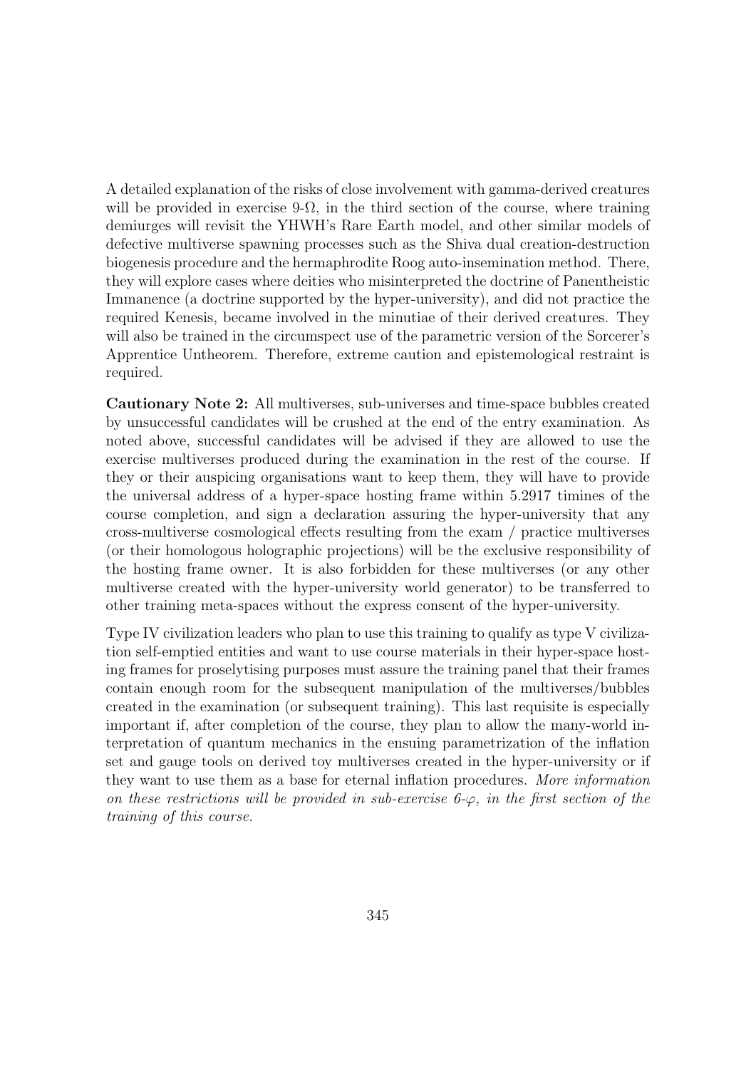A detailed explanation of the risks of close involvement with gamma-derived creatures will be provided in exercise 9-$\Omega$, in the third section of the course, where training demiurges will revisit the YHWH's Rare Earth model, and other similar models of defective multiverse spawning processes such as the Shiva dual creation-destruction biogenesis procedure and the hermaphrodite Roog auto-insemination method. There, they will explore cases where deities who misinterpreted the doctrine of Panentheistic Immanence (a doctrine supported by the hyper-university), and did not practice the required Kenesis, became involved in the minutiae of their derived creatures. They will also be trained in the circumspect use of the parametric version of the Sorcerer's Apprentice Untheorem. Therefore, extreme caution and epistemological restraint is required.

**Cautionary Note 2:** All multiverses, sub-universes and time-space bubbles created by unsuccessful candidates will be crushed at the end of the entry examination. As noted above, successful candidates will be advised if they are allowed to use the exercise multiverses produced during the examination in the rest of the course. If they or their auspicing organisations want to keep them, they will have to provide the universal address of a hyper-space hosting frame within 5.2917 timines of the course completion, and sign a declaration assuring the hyper-university that any cross-multiverse cosmological effects resulting from the exam / practice multiverses (or their homologous holographic projections) will be the exclusive responsibility of the hosting frame owner. It is also forbidden for these multiverses (or any other multiverse created with the hyper-university world generator) to be transferred to other training meta-spaces without the express consent of the hyper-university.

Type IV civilization leaders who plan to use this training to qualify as type V civilization self-emptied entities and want to use course materials in their hyper-space hosting frames for proselytising purposes must assure the training panel that their frames contain enough room for the subsequent manipulation of the multiverses/bubbles created in the examination (or subsequent training). This last requisite is especially important if, after completion of the course, they plan to allow the many-world interpretation of quantum mechanics in the ensuing parametrization of the inflation set and gauge tools on derived toy multiverses created in the hyper-university or if they want to use them as a base for eternal inflation procedures. *More information on these restrictions will be provided in sub-exercise 6-$\varphi$, in the first section of the training of this course.*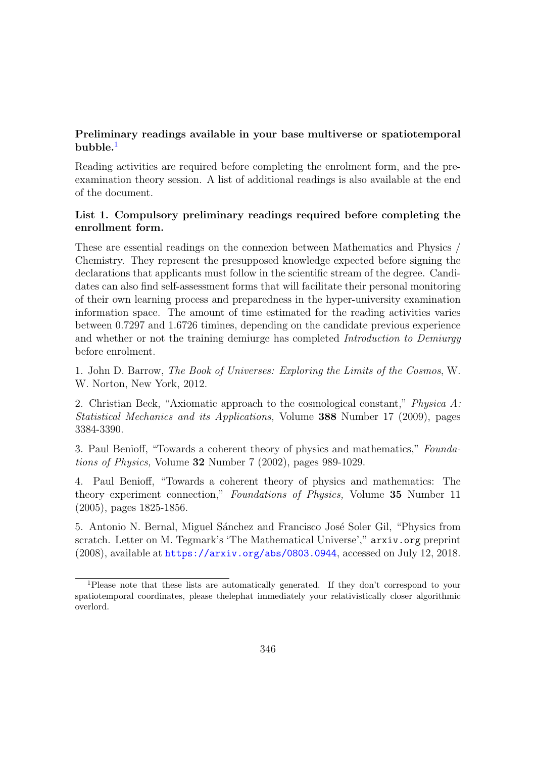**Preliminary readings available in your base multiverse or spatiotemporal bubble.**[1]

Reading activities are required before completing the enrolment form, and the pre-examination theory session. A list of additional readings is also available at the end of the document.

**List 1. Compulsory preliminary readings required before completing the enrollment form.**

These are essential readings on the connexion between Mathematics and Physics / Chemistry. They represent the presupposed knowledge expected before signing the declarations that applicants must follow in the scientific stream of the degree. Candidates can also find self-assessment forms that will facilitate their personal monitoring of their own learning process and preparedness in the hyper-university examination information space. The amount of time estimated for the reading activities varies between 0.7297 and 1.6726 timines, depending on the candidate previous experience and whether or not the training demiurge has completed *Introduction to Demiurgy* before enrolment.

1. John D. Barrow, *The Book of Universes: Exploring the Limits of the Cosmos*, W. W. Norton, New York, 2012.

2. Christian Beck, "Axiomatic approach to the cosmological constant," *Physica A: Statistical Mechanics and its Applications,* Volume **388** Number 17 (2009), pages 3384-3390.

3. Paul Benioff, "Towards a coherent theory of physics and mathematics," *Foundations of Physics,* Volume **32** Number 7 (2002), pages 989-1029.

4. Paul Benioff, "Towards a coherent theory of physics and mathematics: The theory–experiment connection," *Foundations of Physics,* Volume **35** Number 11 (2005), pages 1825-1856.

5. Antonio N. Bernal, Miguel Sánchez and Francisco José Soler Gil, "Physics from scratch. Letter on M. Tegmark's 'The Mathematical Universe'," `arxiv.org` preprint (2008), available at https://arxiv.org/abs/0803.0944, accessed on July 12, 2018.

[1] Please note that these lists are automatically generated. If they don't correspond to your spatiotemporal coordinates, please thelephat immediately your relativistically closer algorithmic overlord.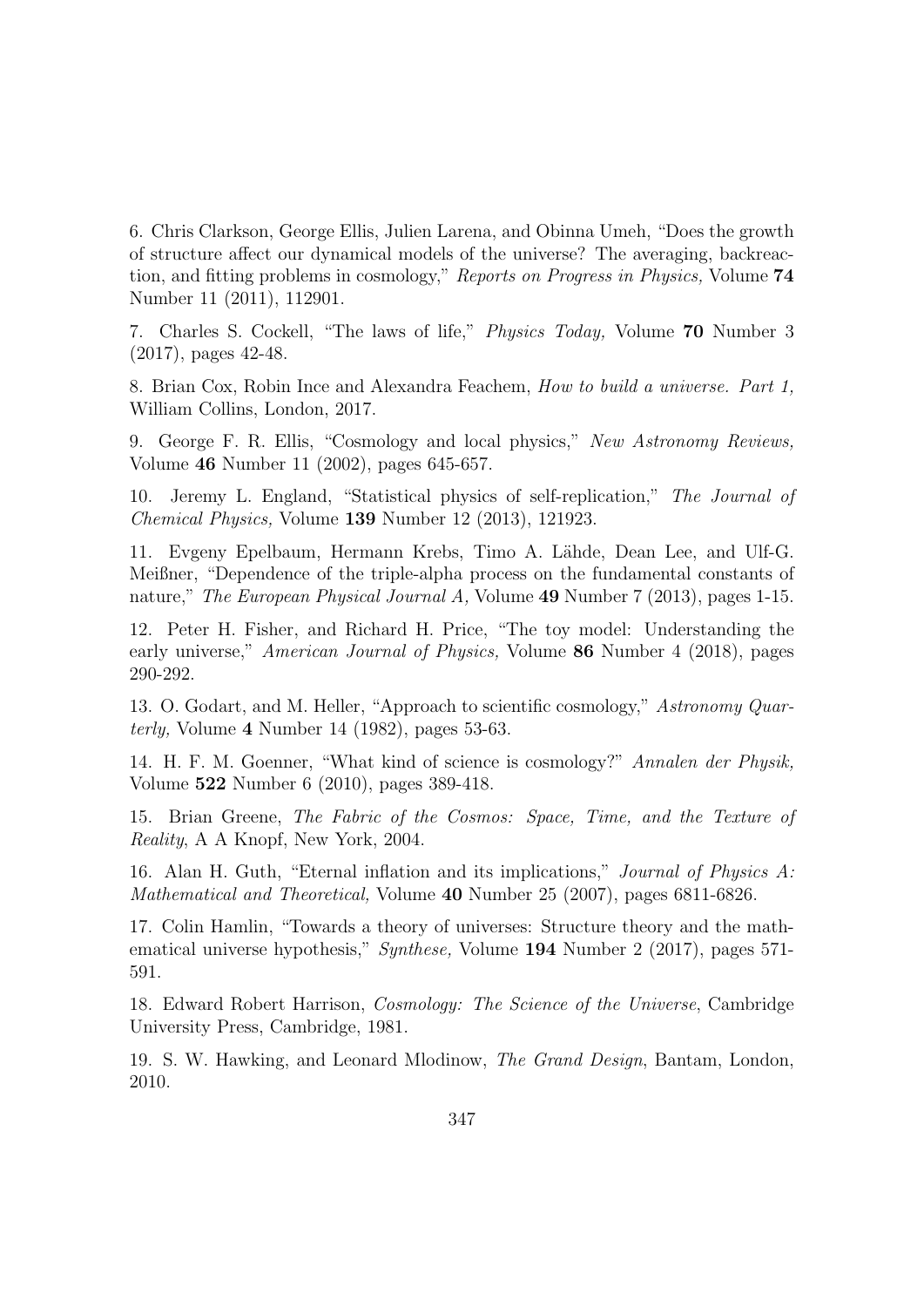6. Chris Clarkson, George Ellis, Julien Larena, and Obinna Umeh, "Does the growth of structure affect our dynamical models of the universe? The averaging, backreaction, and fitting problems in cosmology," *Reports on Progress in Physics,* Volume **74** Number 11 (2011), 112901.

7. Charles S. Cockell, "The laws of life," *Physics Today,* Volume **70** Number 3 (2017), pages 42-48.

8. Brian Cox, Robin Ince and Alexandra Feachem, *How to build a universe. Part 1,* William Collins, London, 2017.

9. George F. R. Ellis, "Cosmology and local physics," *New Astronomy Reviews,* Volume **46** Number 11 (2002), pages 645-657.

10. Jeremy L. England, "Statistical physics of self-replication," *The Journal of Chemical Physics,* Volume **139** Number 12 (2013), 121923.

11. Evgeny Epelbaum, Hermann Krebs, Timo A. Lähde, Dean Lee, and Ulf-G. Meißner, "Dependence of the triple-alpha process on the fundamental constants of nature," *The European Physical Journal A,* Volume **49** Number 7 (2013), pages 1-15.

12. Peter H. Fisher, and Richard H. Price, "The toy model: Understanding the early universe," *American Journal of Physics,* Volume **86** Number 4 (2018), pages 290-292.

13. O. Godart, and M. Heller, "Approach to scientific cosmology," *Astronomy Quarterly,* Volume **4** Number 14 (1982), pages 53-63.

14. H. F. M. Goenner, "What kind of science is cosmology?" *Annalen der Physik,* Volume **522** Number 6 (2010), pages 389-418.

15. Brian Greene, *The Fabric of the Cosmos: Space, Time, and the Texture of Reality*, A A Knopf, New York, 2004.

16. Alan H. Guth, "Eternal inflation and its implications," *Journal of Physics A: Mathematical and Theoretical,* Volume **40** Number 25 (2007), pages 6811-6826.

17. Colin Hamlin, "Towards a theory of universes: Structure theory and the mathematical universe hypothesis," *Synthese,* Volume **194** Number 2 (2017), pages 571-591.

18. Edward Robert Harrison, *Cosmology: The Science of the Universe*, Cambridge University Press, Cambridge, 1981.

19. S. W. Hawking, and Leonard Mlodinow, *The Grand Design*, Bantam, London, 2010.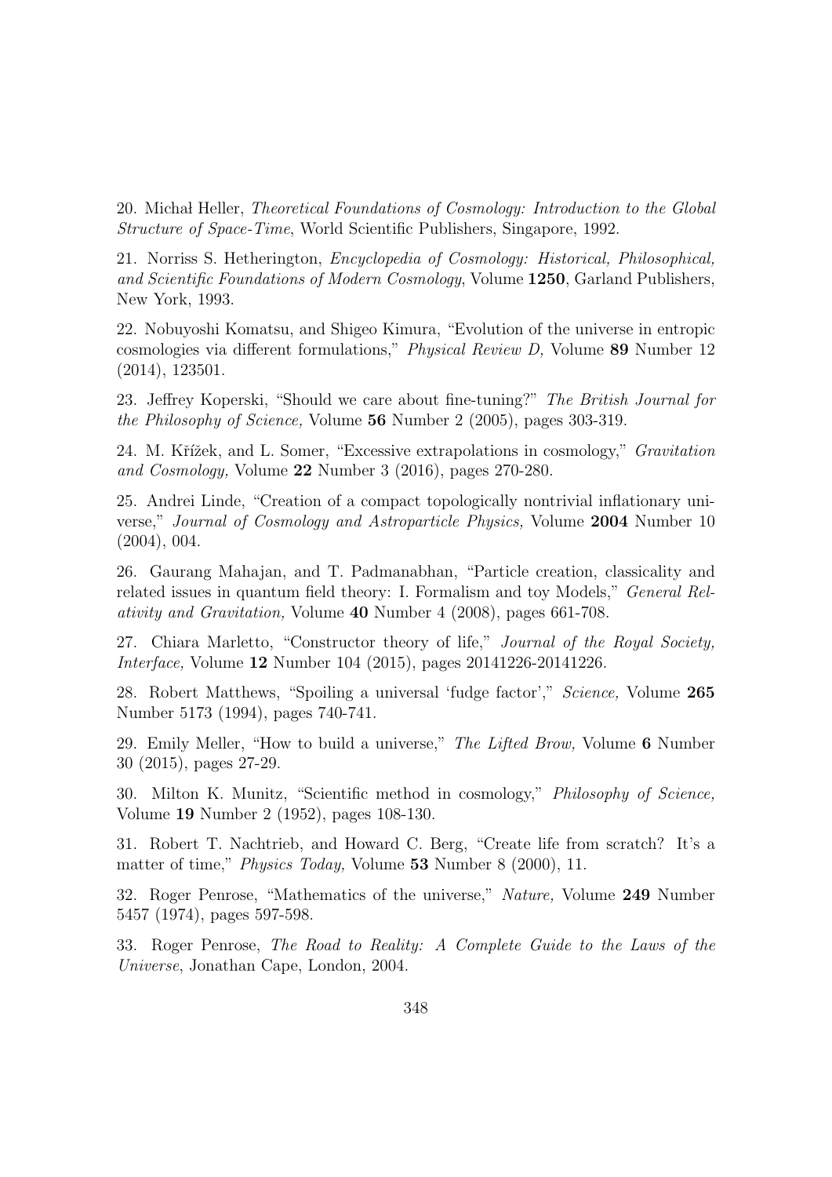20. Michał Heller, *Theoretical Foundations of Cosmology: Introduction to the Global Structure of Space-Time*, World Scientific Publishers, Singapore, 1992.

21. Norriss S. Hetherington, *Encyclopedia of Cosmology: Historical, Philosophical, and Scientific Foundations of Modern Cosmology*, Volume **1250**, Garland Publishers, New York, 1993.

22. Nobuyoshi Komatsu, and Shigeo Kimura, "Evolution of the universe in entropic cosmologies via different formulations," *Physical Review D,* Volume **89** Number 12 (2014), 123501.

23. Jeffrey Koperski, "Should we care about fine-tuning?" *The British Journal for the Philosophy of Science,* Volume **56** Number 2 (2005), pages 303-319.

24. M. Křížek, and L. Somer, "Excessive extrapolations in cosmology," *Gravitation and Cosmology,* Volume **22** Number 3 (2016), pages 270-280.

25. Andrei Linde, "Creation of a compact topologically nontrivial inflationary universe," *Journal of Cosmology and Astroparticle Physics,* Volume **2004** Number 10 (2004), 004.

26. Gaurang Mahajan, and T. Padmanabhan, "Particle creation, classicality and related issues in quantum field theory: I. Formalism and toy Models," *General Relativity and Gravitation,* Volume **40** Number 4 (2008), pages 661-708.

27. Chiara Marletto, "Constructor theory of life," *Journal of the Royal Society, Interface,* Volume **12** Number 104 (2015), pages 20141226-20141226.

28. Robert Matthews, "Spoiling a universal 'fudge factor'," *Science,* Volume **265** Number 5173 (1994), pages 740-741.

29. Emily Meller, "How to build a universe," *The Lifted Brow,* Volume **6** Number 30 (2015), pages 27-29.

30. Milton K. Munitz, "Scientific method in cosmology," *Philosophy of Science,* Volume **19** Number 2 (1952), pages 108-130.

31. Robert T. Nachtrieb, and Howard C. Berg, "Create life from scratch? It's a matter of time," *Physics Today,* Volume **53** Number 8 (2000), 11.

32. Roger Penrose, "Mathematics of the universe," *Nature,* Volume **249** Number 5457 (1974), pages 597-598.

33. Roger Penrose, *The Road to Reality: A Complete Guide to the Laws of the Universe*, Jonathan Cape, London, 2004.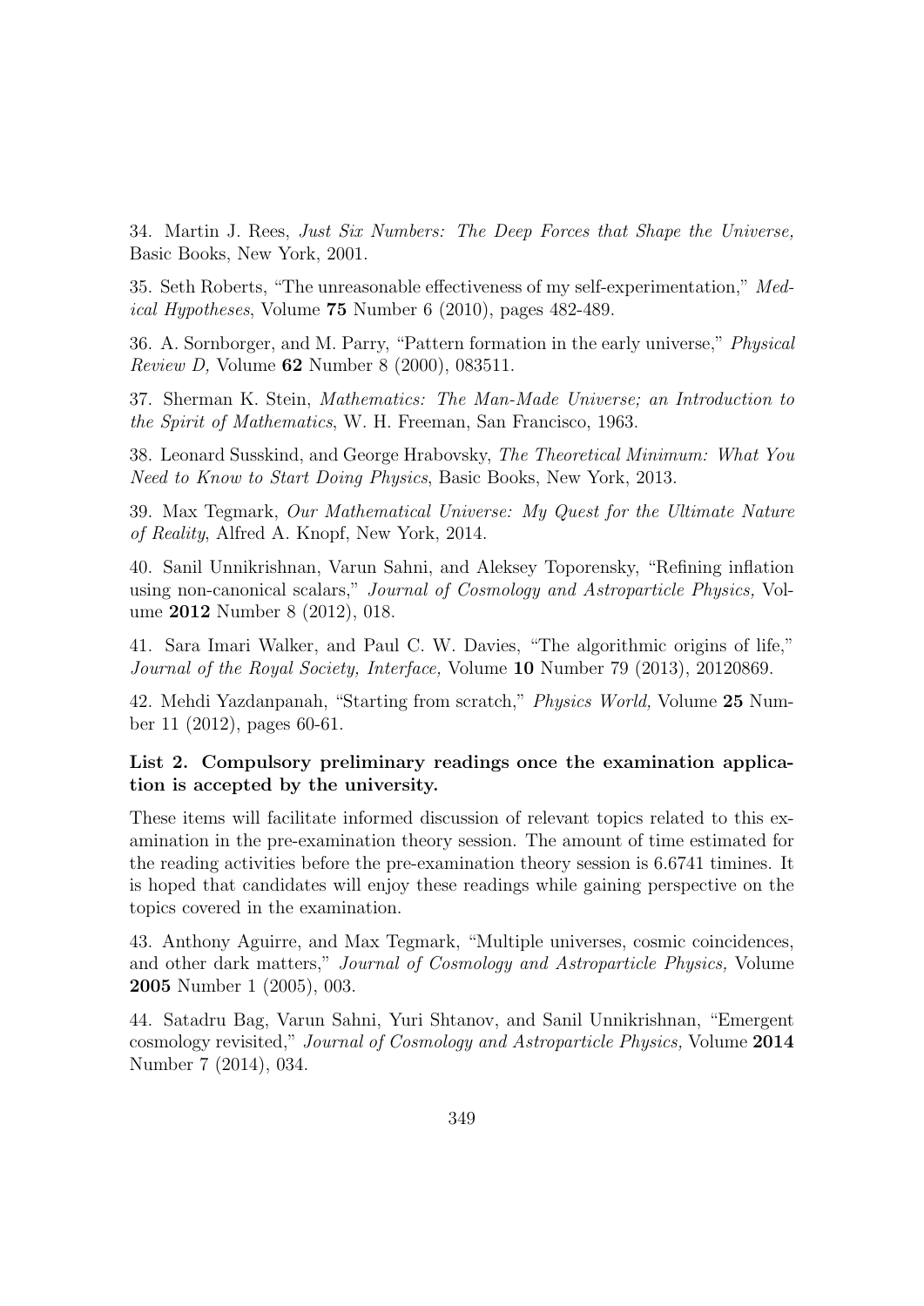34. Martin J. Rees, *Just Six Numbers: The Deep Forces that Shape the Universe,* Basic Books, New York, 2001.

35. Seth Roberts, "The unreasonable effectiveness of my self-experimentation," *Medical Hypotheses*, Volume **75** Number 6 (2010), pages 482-489.

36. A. Sornborger, and M. Parry, "Pattern formation in the early universe," *Physical Review D,* Volume **62** Number 8 (2000), 083511.

37. Sherman K. Stein, *Mathematics: The Man-Made Universe; an Introduction to the Spirit of Mathematics*, W. H. Freeman, San Francisco, 1963.

38. Leonard Susskind, and George Hrabovsky, *The Theoretical Minimum: What You Need to Know to Start Doing Physics*, Basic Books, New York, 2013.

39. Max Tegmark, *Our Mathematical Universe: My Quest for the Ultimate Nature of Reality*, Alfred A. Knopf, New York, 2014.

40. Sanil Unnikrishnan, Varun Sahni, and Aleksey Toporensky, "Refining inflation using non-canonical scalars," *Journal of Cosmology and Astroparticle Physics,* Volume **2012** Number 8 (2012), 018.

41. Sara Imari Walker, and Paul C. W. Davies, "The algorithmic origins of life," *Journal of the Royal Society, Interface,* Volume **10** Number 79 (2013), 20120869.

42. Mehdi Yazdanpanah, "Starting from scratch," *Physics World,* Volume **25** Number 11 (2012), pages 60-61.

**List 2. Compulsory preliminary readings once the examination application is accepted by the university.**

These items will facilitate informed discussion of relevant topics related to this examination in the pre-examination theory session. The amount of time estimated for the reading activities before the pre-examination theory session is 6.6741 timines. It is hoped that candidates will enjoy these readings while gaining perspective on the topics covered in the examination.

43. Anthony Aguirre, and Max Tegmark, "Multiple universes, cosmic coincidences, and other dark matters," *Journal of Cosmology and Astroparticle Physics,* Volume **2005** Number 1 (2005), 003.

44. Satadru Bag, Varun Sahni, Yuri Shtanov, and Sanil Unnikrishnan, "Emergent cosmology revisited," *Journal of Cosmology and Astroparticle Physics,* Volume **2014** Number 7 (2014), 034.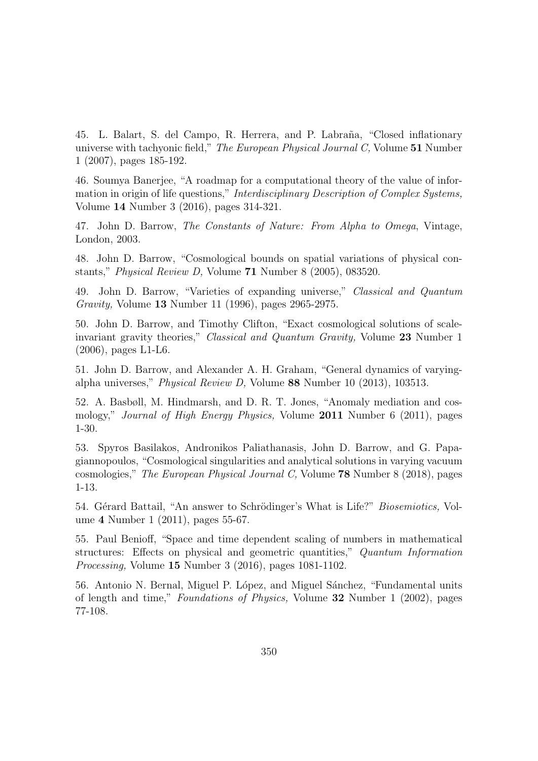45. L. Balart, S. del Campo, R. Herrera, and P. Labraña, "Closed inflationary universe with tachyonic field," *The European Physical Journal C,* Volume **51** Number 1 (2007), pages 185-192.

46. Soumya Banerjee, "A roadmap for a computational theory of the value of information in origin of life questions," *Interdisciplinary Description of Complex Systems,* Volume **14** Number 3 (2016), pages 314-321.

47. John D. Barrow, *The Constants of Nature: From Alpha to Omega*, Vintage, London, 2003.

48. John D. Barrow, "Cosmological bounds on spatial variations of physical constants," *Physical Review D,* Volume **71** Number 8 (2005), 083520.

49. John D. Barrow, "Varieties of expanding universe," *Classical and Quantum Gravity,* Volume **13** Number 11 (1996), pages 2965-2975.

50. John D. Barrow, and Timothy Clifton, "Exact cosmological solutions of scale-invariant gravity theories," *Classical and Quantum Gravity,* Volume **23** Number 1 (2006), pages L1-L6.

51. John D. Barrow, and Alexander A. H. Graham, "General dynamics of varying-alpha universes," *Physical Review D,* Volume **88** Number 10 (2013), 103513.

52. A. Basbøll, M. Hindmarsh, and D. R. T. Jones, "Anomaly mediation and cosmology," *Journal of High Energy Physics,* Volume **2011** Number 6 (2011), pages 1-30.

53. Spyros Basilakos, Andronikos Paliathanasis, John D. Barrow, and G. Papagiannopoulos, "Cosmological singularities and analytical solutions in varying vacuum cosmologies," *The European Physical Journal C,* Volume **78** Number 8 (2018), pages 1-13.

54. Gérard Battail, "An answer to Schrödinger's What is Life?" *Biosemiotics,* Volume **4** Number 1 (2011), pages 55-67.

55. Paul Benioff, "Space and time dependent scaling of numbers in mathematical structures: Effects on physical and geometric quantities," *Quantum Information Processing,* Volume **15** Number 3 (2016), pages 1081-1102.

56. Antonio N. Bernal, Miguel P. López, and Miguel Sánchez, "Fundamental units of length and time," *Foundations of Physics,* Volume **32** Number 1 (2002), pages 77-108.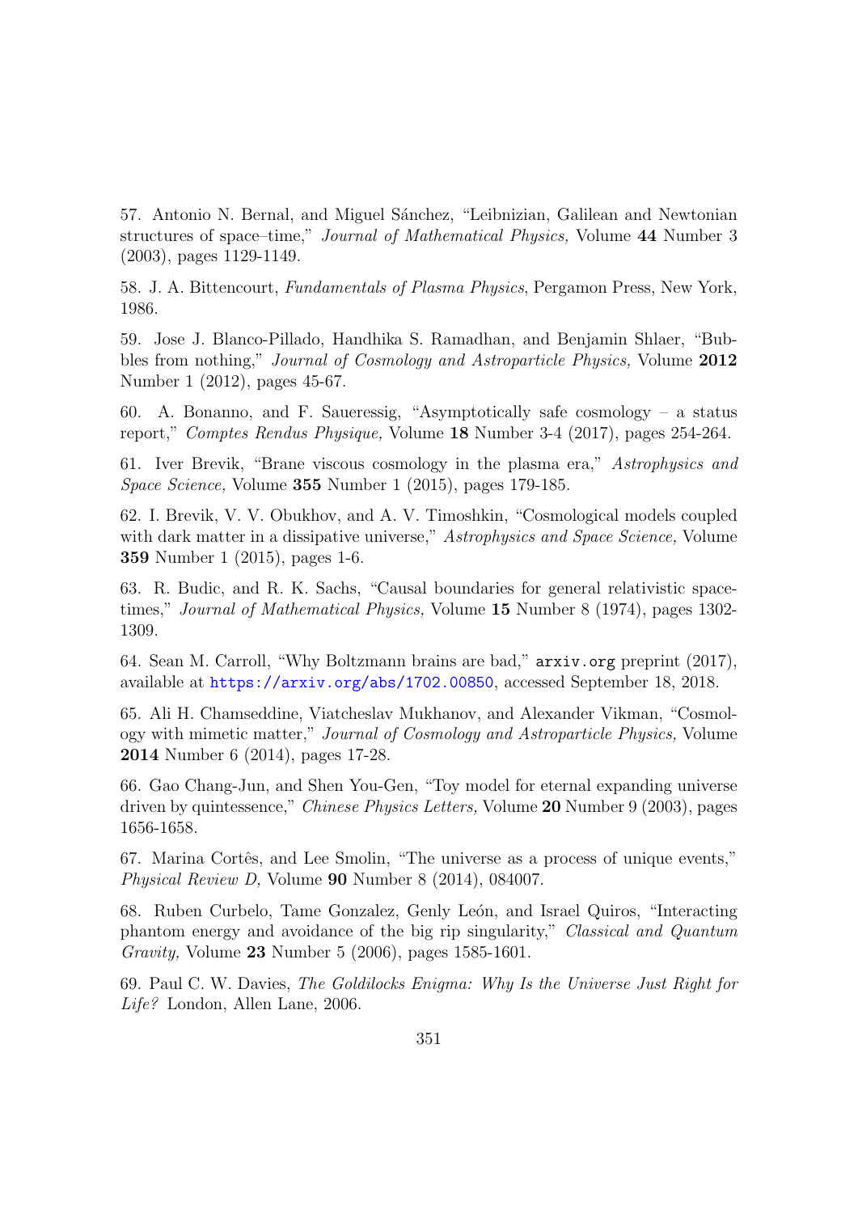57. Antonio N. Bernal, and Miguel Sánchez, "Leibnizian, Galilean and Newtonian structures of space–time," *Journal of Mathematical Physics,* Volume **44** Number 3 (2003), pages 1129-1149.

58. J. A. Bittencourt, *Fundamentals of Plasma Physics*, Pergamon Press, New York, 1986.

59. Jose J. Blanco-Pillado, Handhika S. Ramadhan, and Benjamin Shlaer, "Bubbles from nothing," *Journal of Cosmology and Astroparticle Physics,* Volume **2012** Number 1 (2012), pages 45-67.

60. A. Bonanno, and F. Saueressig, "Asymptotically safe cosmology – a status report," *Comptes Rendus Physique,* Volume **18** Number 3-4 (2017), pages 254-264.

61. Iver Brevik, "Brane viscous cosmology in the plasma era," *Astrophysics and Space Science,* Volume **355** Number 1 (2015), pages 179-185.

62. I. Brevik, V. V. Obukhov, and A. V. Timoshkin, "Cosmological models coupled with dark matter in a dissipative universe," *Astrophysics and Space Science,* Volume **359** Number 1 (2015), pages 1-6.

63. R. Budic, and R. K. Sachs, "Causal boundaries for general relativistic spacetimes," *Journal of Mathematical Physics,* Volume **15** Number 8 (1974), pages 1302-1309.

64. Sean M. Carroll, "Why Boltzmann brains are bad," `arxiv.org` preprint (2017), available at https://arxiv.org/abs/1702.00850, accessed September 18, 2018.

65. Ali H. Chamseddine, Viatcheslav Mukhanov, and Alexander Vikman, "Cosmology with mimetic matter," *Journal of Cosmology and Astroparticle Physics,* Volume **2014** Number 6 (2014), pages 17-28.

66. Gao Chang-Jun, and Shen You-Gen, "Toy model for eternal expanding universe driven by quintessence," *Chinese Physics Letters,* Volume **20** Number 9 (2003), pages 1656-1658.

67. Marina Cortês, and Lee Smolin, "The universe as a process of unique events," *Physical Review D,* Volume **90** Number 8 (2014), 084007.

68. Ruben Curbelo, Tame Gonzalez, Genly León, and Israel Quiros, "Interacting phantom energy and avoidance of the big rip singularity," *Classical and Quantum Gravity,* Volume **23** Number 5 (2006), pages 1585-1601.

69. Paul C. W. Davies, *The Goldilocks Enigma: Why Is the Universe Just Right for Life?* London, Allen Lane, 2006.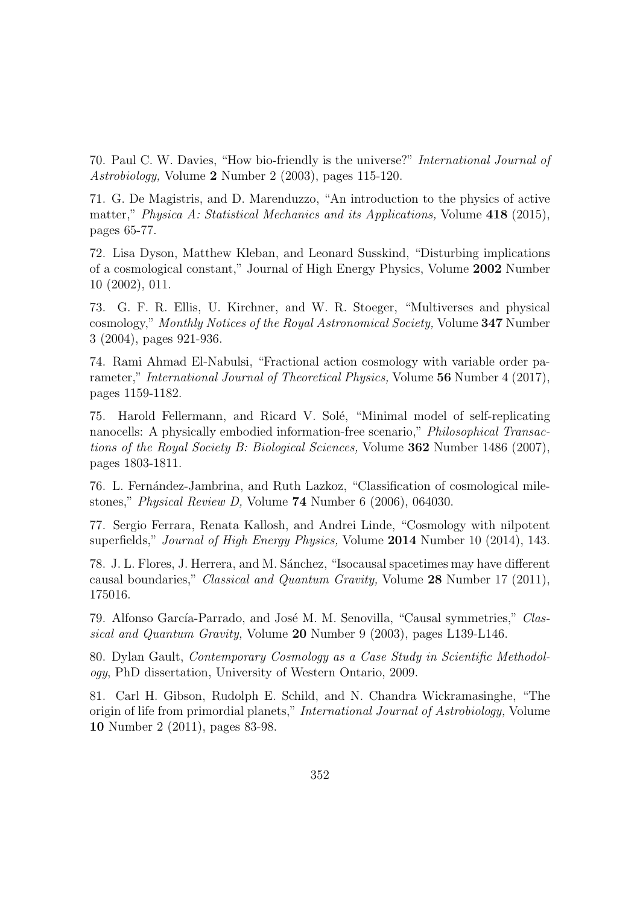70. Paul C. W. Davies, "How bio-friendly is the universe?" *International Journal of Astrobiology,* Volume **2** Number 2 (2003), pages 115-120.

71. G. De Magistris, and D. Marenduzzo, "An introduction to the physics of active matter," *Physica A: Statistical Mechanics and its Applications,* Volume **418** (2015), pages 65-77.

72. Lisa Dyson, Matthew Kleban, and Leonard Susskind, "Disturbing implications of a cosmological constant," Journal of High Energy Physics, Volume **2002** Number 10 (2002), 011.

73. G. F. R. Ellis, U. Kirchner, and W. R. Stoeger, "Multiverses and physical cosmology," *Monthly Notices of the Royal Astronomical Society,* Volume **347** Number 3 (2004), pages 921-936.

74. Rami Ahmad El-Nabulsi, "Fractional action cosmology with variable order parameter," *International Journal of Theoretical Physics,* Volume **56** Number 4 (2017), pages 1159-1182.

75. Harold Fellermann, and Ricard V. Solé, "Minimal model of self-replicating nanocells: A physically embodied information-free scenario," *Philosophical Transactions of the Royal Society B: Biological Sciences,* Volume **362** Number 1486 (2007), pages 1803-1811.

76. L. Fernández-Jambrina, and Ruth Lazkoz, "Classification of cosmological milestones," *Physical Review D,* Volume **74** Number 6 (2006), 064030.

77. Sergio Ferrara, Renata Kallosh, and Andrei Linde, "Cosmology with nilpotent superfields," *Journal of High Energy Physics,* Volume **2014** Number 10 (2014), 143.

78. J. L. Flores, J. Herrera, and M. Sánchez, "Isocausal spacetimes may have different causal boundaries," *Classical and Quantum Gravity,* Volume **28** Number 17 (2011), 175016.

79. Alfonso García-Parrado, and José M. M. Senovilla, "Causal symmetries," *Classical and Quantum Gravity,* Volume **20** Number 9 (2003), pages L139-L146.

80. Dylan Gault, *Contemporary Cosmology as a Case Study in Scientific Methodology*, PhD dissertation, University of Western Ontario, 2009.

81. Carl H. Gibson, Rudolph E. Schild, and N. Chandra Wickramasinghe, "The origin of life from primordial planets," *International Journal of Astrobiology,* Volume **10** Number 2 (2011), pages 83-98.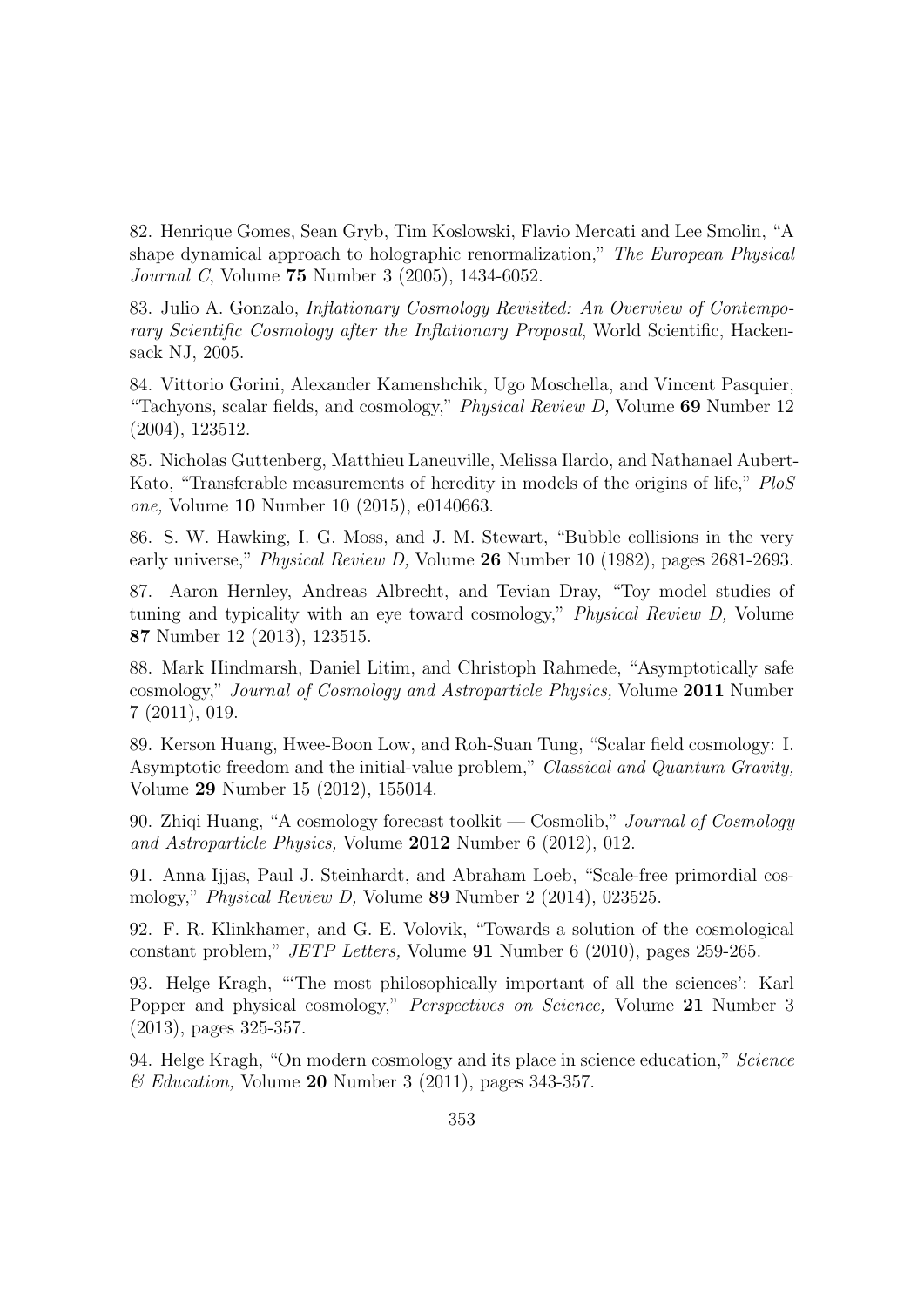82. Henrique Gomes, Sean Gryb, Tim Koslowski, Flavio Mercati and Lee Smolin, "A shape dynamical approach to holographic renormalization," *The European Physical Journal C*, Volume **75** Number 3 (2005), 1434-6052.

83. Julio A. Gonzalo, *Inflationary Cosmology Revisited: An Overview of Contemporary Scientific Cosmology after the Inflationary Proposal*, World Scientific, Hackensack NJ, 2005.

84. Vittorio Gorini, Alexander Kamenshchik, Ugo Moschella, and Vincent Pasquier, "Tachyons, scalar fields, and cosmology," *Physical Review D,* Volume **69** Number 12 (2004), 123512.

85. Nicholas Guttenberg, Matthieu Laneuville, Melissa Ilardo, and Nathanael Aubert-Kato, "Transferable measurements of heredity in models of the origins of life," *PloS one,* Volume **10** Number 10 (2015), e0140663.

86. S. W. Hawking, I. G. Moss, and J. M. Stewart, "Bubble collisions in the very early universe," *Physical Review D,* Volume **26** Number 10 (1982), pages 2681-2693.

87. Aaron Hernley, Andreas Albrecht, and Tevian Dray, "Toy model studies of tuning and typicality with an eye toward cosmology," *Physical Review D,* Volume **87** Number 12 (2013), 123515.

88. Mark Hindmarsh, Daniel Litim, and Christoph Rahmede, "Asymptotically safe cosmology," *Journal of Cosmology and Astroparticle Physics,* Volume **2011** Number 7 (2011), 019.

89. Kerson Huang, Hwee-Boon Low, and Roh-Suan Tung, "Scalar field cosmology: I. Asymptotic freedom and the initial-value problem," *Classical and Quantum Gravity,* Volume **29** Number 15 (2012), 155014.

90. Zhiqi Huang, "A cosmology forecast toolkit — Cosmolib," *Journal of Cosmology and Astroparticle Physics,* Volume **2012** Number 6 (2012), 012.

91. Anna Ijjas, Paul J. Steinhardt, and Abraham Loeb, "Scale-free primordial cosmology," *Physical Review D,* Volume **89** Number 2 (2014), 023525.

92. F. R. Klinkhamer, and G. E. Volovik, "Towards a solution of the cosmological constant problem," *JETP Letters,* Volume **91** Number 6 (2010), pages 259-265.

93. Helge Kragh, "'The most philosophically important of all the sciences': Karl Popper and physical cosmology," *Perspectives on Science,* Volume **21** Number 3 (2013), pages 325-357.

94. Helge Kragh, "On modern cosmology and its place in science education," *Science & Education,* Volume **20** Number 3 (2011), pages 343-357.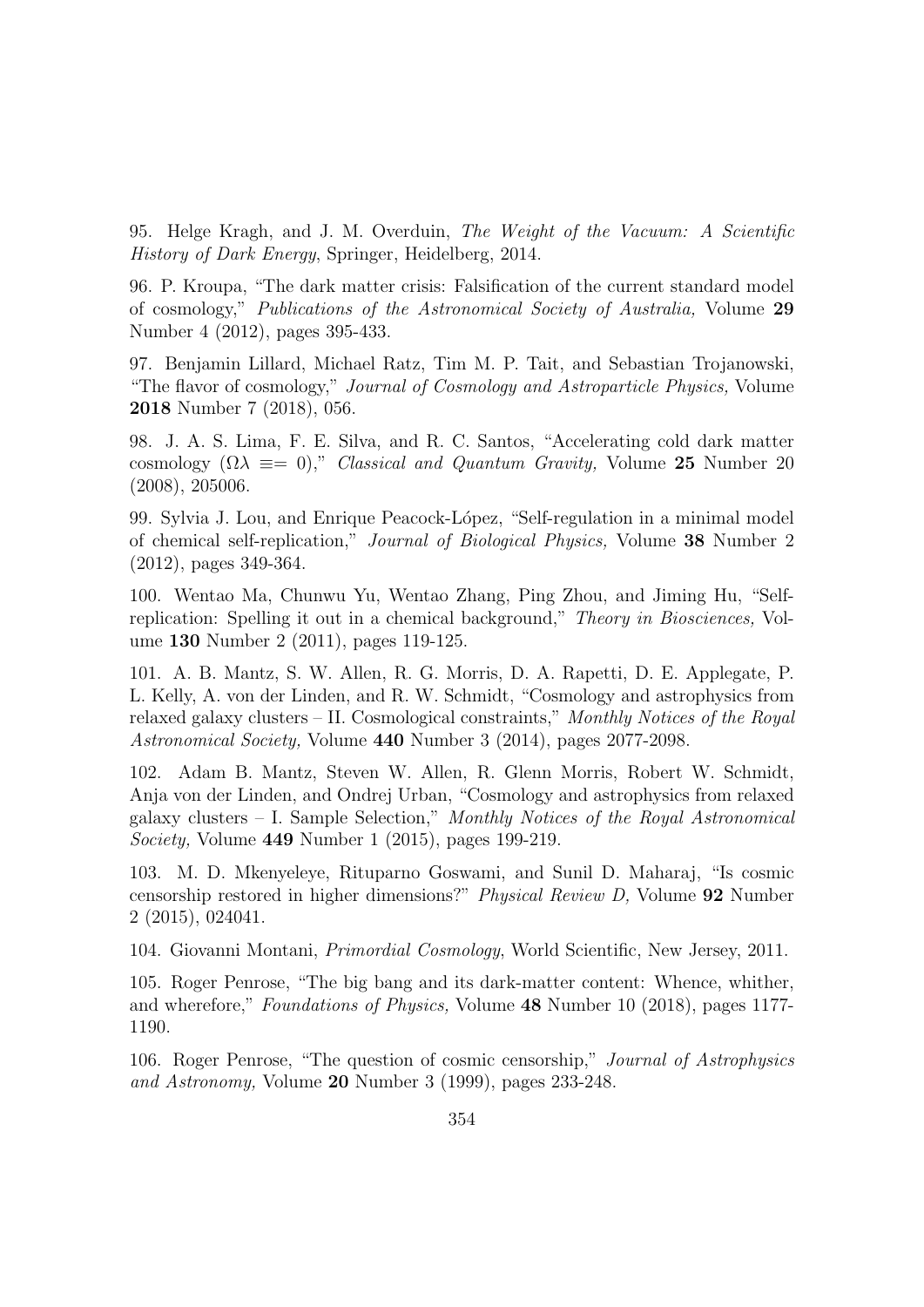95. Helge Kragh, and J. M. Overduin, *The Weight of the Vacuum: A Scientific History of Dark Energy*, Springer, Heidelberg, 2014.

96. P. Kroupa, "The dark matter crisis: Falsification of the current standard model of cosmology," *Publications of the Astronomical Society of Australia,* Volume **29** Number 4 (2012), pages 395-433.

97. Benjamin Lillard, Michael Ratz, Tim M. P. Tait, and Sebastian Trojanowski, "The flavor of cosmology," *Journal of Cosmology and Astroparticle Physics,* Volume **2018** Number 7 (2018), 056.

98. J. A. S. Lima, F. E. Silva, and R. C. Santos, "Accelerating cold dark matter cosmology ($\Omega\lambda \equiv= 0$)," *Classical and Quantum Gravity,* Volume **25** Number 20 (2008), 205006.

99. Sylvia J. Lou, and Enrique Peacock-López, "Self-regulation in a minimal model of chemical self-replication," *Journal of Biological Physics,* Volume **38** Number 2 (2012), pages 349-364.

100. Wentao Ma, Chunwu Yu, Wentao Zhang, Ping Zhou, and Jiming Hu, "Self-replication: Spelling it out in a chemical background," *Theory in Biosciences,* Volume **130** Number 2 (2011), pages 119-125.

101. A. B. Mantz, S. W. Allen, R. G. Morris, D. A. Rapetti, D. E. Applegate, P. L. Kelly, A. von der Linden, and R. W. Schmidt, "Cosmology and astrophysics from relaxed galaxy clusters – II. Cosmological constraints," *Monthly Notices of the Royal Astronomical Society,* Volume **440** Number 3 (2014), pages 2077-2098.

102. Adam B. Mantz, Steven W. Allen, R. Glenn Morris, Robert W. Schmidt, Anja von der Linden, and Ondrej Urban, "Cosmology and astrophysics from relaxed galaxy clusters – I. Sample Selection," *Monthly Notices of the Royal Astronomical Society,* Volume **449** Number 1 (2015), pages 199-219.

103. M. D. Mkenyeleye, Rituparno Goswami, and Sunil D. Maharaj, "Is cosmic censorship restored in higher dimensions?" *Physical Review D,* Volume **92** Number 2 (2015), 024041.

104. Giovanni Montani, *Primordial Cosmology*, World Scientific, New Jersey, 2011.

105. Roger Penrose, "The big bang and its dark-matter content: Whence, whither, and wherefore," *Foundations of Physics,* Volume **48** Number 10 (2018), pages 1177-1190.

106. Roger Penrose, "The question of cosmic censorship," *Journal of Astrophysics and Astronomy,* Volume **20** Number 3 (1999), pages 233-248.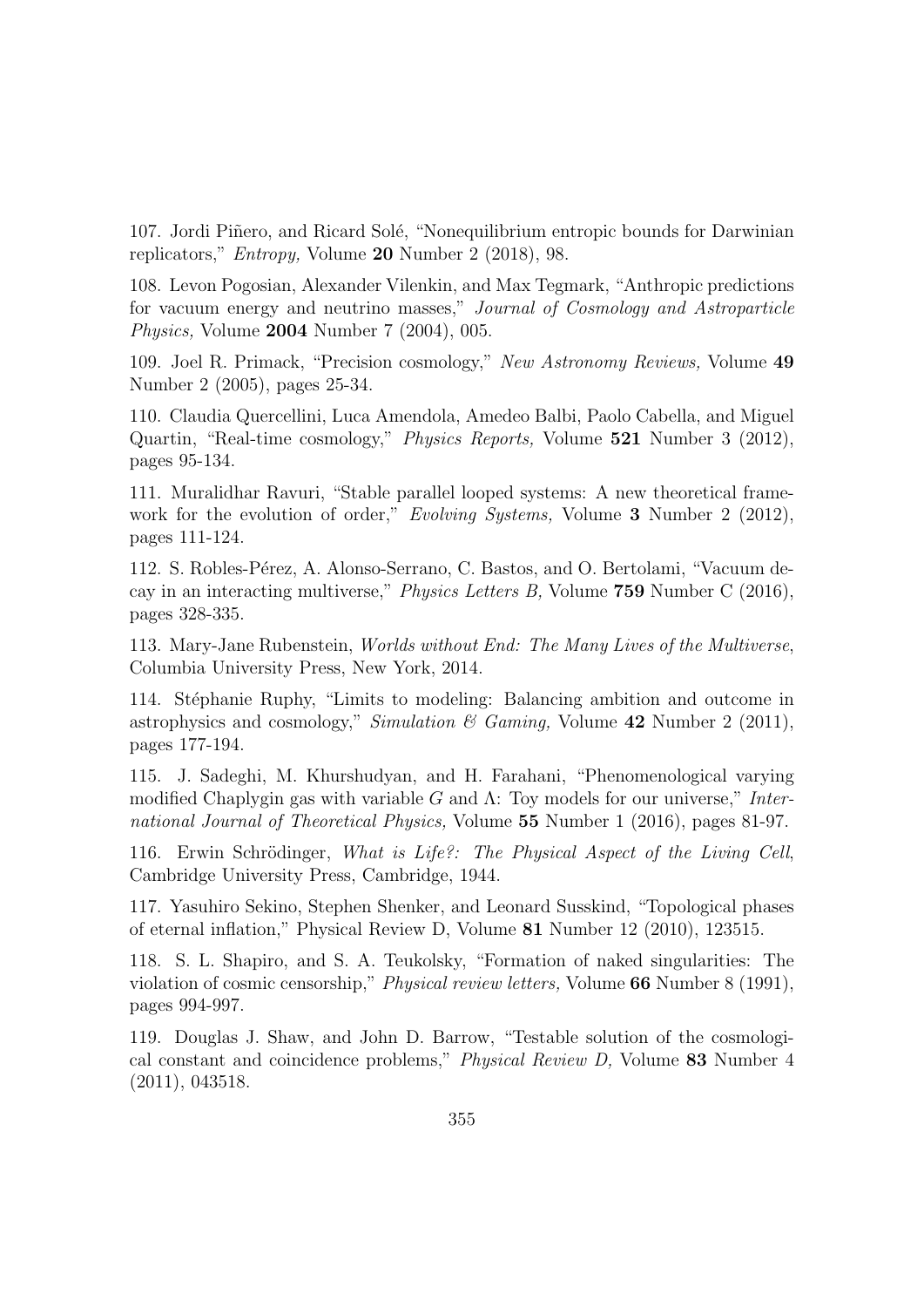107. Jordi Piñero, and Ricard Solé, "Nonequilibrium entropic bounds for Darwinian replicators," *Entropy,* Volume **20** Number 2 (2018), 98.

108. Levon Pogosian, Alexander Vilenkin, and Max Tegmark, "Anthropic predictions for vacuum energy and neutrino masses," *Journal of Cosmology and Astroparticle Physics,* Volume **2004** Number 7 (2004), 005.

109. Joel R. Primack, "Precision cosmology," *New Astronomy Reviews,* Volume **49** Number 2 (2005), pages 25-34.

110. Claudia Quercellini, Luca Amendola, Amedeo Balbi, Paolo Cabella, and Miguel Quartin, "Real-time cosmology," *Physics Reports,* Volume **521** Number 3 (2012), pages 95-134.

111. Muralidhar Ravuri, "Stable parallel looped systems: A new theoretical framework for the evolution of order," *Evolving Systems,* Volume **3** Number 2 (2012), pages 111-124.

112. S. Robles-Pérez, A. Alonso-Serrano, C. Bastos, and O. Bertolami, "Vacuum decay in an interacting multiverse," *Physics Letters B,* Volume **759** Number C (2016), pages 328-335.

113. Mary-Jane Rubenstein, *Worlds without End: The Many Lives of the Multiverse*, Columbia University Press, New York, 2014.

114. Stéphanie Ruphy, "Limits to modeling: Balancing ambition and outcome in astrophysics and cosmology," *Simulation & Gaming,* Volume **42** Number 2 (2011), pages 177-194.

115. J. Sadeghi, M. Khurshudyan, and H. Farahani, "Phenomenological varying modified Chaplygin gas with variable $G$ and $\Lambda$: Toy models for our universe," *International Journal of Theoretical Physics,* Volume **55** Number 1 (2016), pages 81-97.

116. Erwin Schrödinger, *What is Life?: The Physical Aspect of the Living Cell*, Cambridge University Press, Cambridge, 1944.

117. Yasuhiro Sekino, Stephen Shenker, and Leonard Susskind, "Topological phases of eternal inflation," Physical Review D, Volume **81** Number 12 (2010), 123515.

118. S. L. Shapiro, and S. A. Teukolsky, "Formation of naked singularities: The violation of cosmic censorship," *Physical review letters,* Volume **66** Number 8 (1991), pages 994-997.

119. Douglas J. Shaw, and John D. Barrow, "Testable solution of the cosmological constant and coincidence problems," *Physical Review D,* Volume **83** Number 4 (2011), 043518.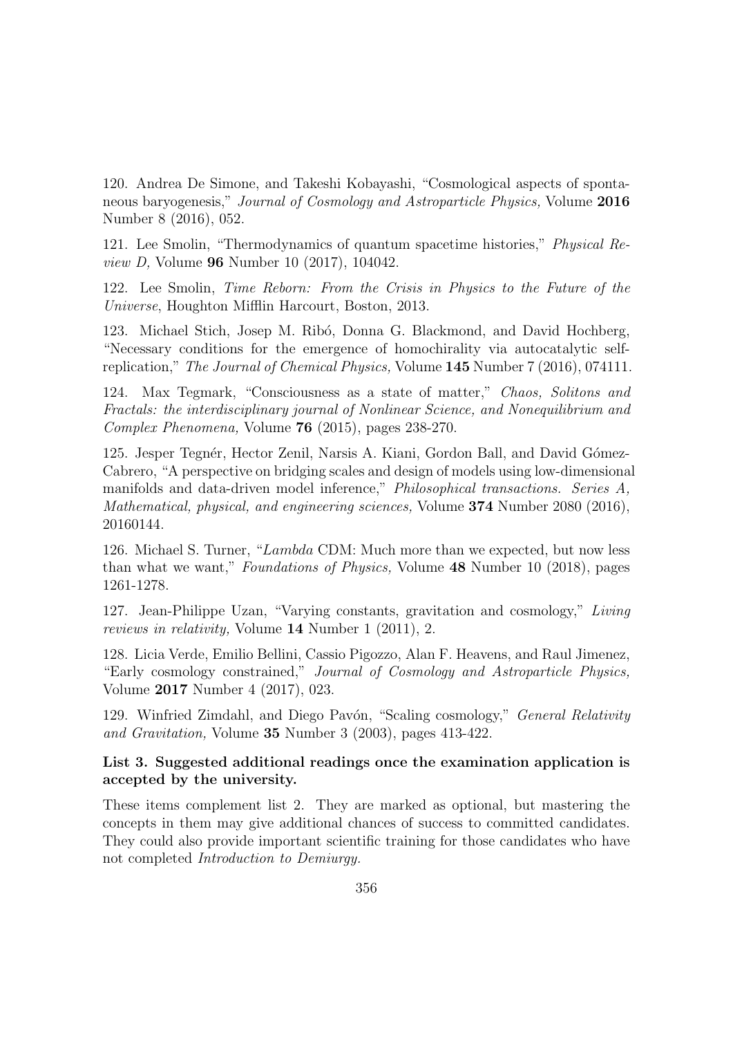120. Andrea De Simone, and Takeshi Kobayashi, "Cosmological aspects of spontaneous baryogenesis," *Journal of Cosmology and Astroparticle Physics,* Volume **2016** Number 8 (2016), 052.

121. Lee Smolin, "Thermodynamics of quantum spacetime histories," *Physical Review D,* Volume **96** Number 10 (2017), 104042.

122. Lee Smolin, *Time Reborn: From the Crisis in Physics to the Future of the Universe*, Houghton Mifflin Harcourt, Boston, 2013.

123. Michael Stich, Josep M. Ribó, Donna G. Blackmond, and David Hochberg, "Necessary conditions for the emergence of homochirality via autocatalytic self-replication," *The Journal of Chemical Physics,* Volume **145** Number 7 (2016), 074111.

124. Max Tegmark, "Consciousness as a state of matter," *Chaos, Solitons and Fractals: the interdisciplinary journal of Nonlinear Science, and Nonequilibrium and Complex Phenomena,* Volume **76** (2015), pages 238-270.

125. Jesper Tegnér, Hector Zenil, Narsis A. Kiani, Gordon Ball, and David Gómez-Cabrero, "A perspective on bridging scales and design of models using low-dimensional manifolds and data-driven model inference," *Philosophical transactions. Series A, Mathematical, physical, and engineering sciences,* Volume **374** Number 2080 (2016), 20160144.

126. Michael S. Turner, "*Lambda* CDM: Much more than we expected, but now less than what we want," *Foundations of Physics,* Volume **48** Number 10 (2018), pages 1261-1278.

127. Jean-Philippe Uzan, "Varying constants, gravitation and cosmology," *Living reviews in relativity,* Volume **14** Number 1 (2011), 2.

128. Licia Verde, Emilio Bellini, Cassio Pigozzo, Alan F. Heavens, and Raul Jimenez, "Early cosmology constrained," *Journal of Cosmology and Astroparticle Physics,* Volume **2017** Number 4 (2017), 023.

129. Winfried Zimdahl, and Diego Pavón, "Scaling cosmology," *General Relativity and Gravitation,* Volume **35** Number 3 (2003), pages 413-422.

### List 3. Suggested additional readings once the examination application is accepted by the university.

These items complement list 2. They are marked as optional, but mastering the concepts in them may give additional chances of success to committed candidates. They could also provide important scientific training for those candidates who have not completed *Introduction to Demiurgy.*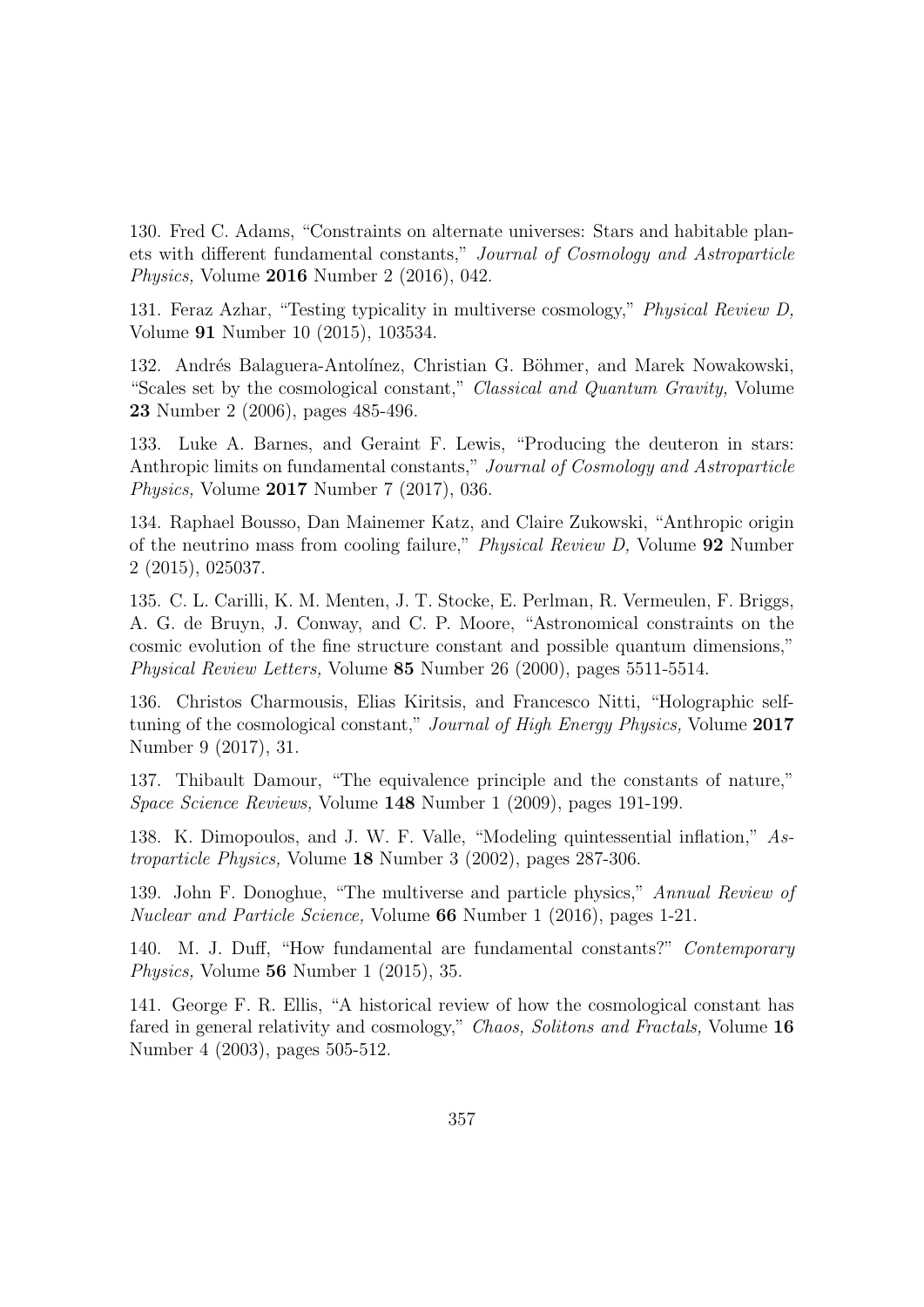130. Fred C. Adams, "Constraints on alternate universes: Stars and habitable planets with different fundamental constants," *Journal of Cosmology and Astroparticle Physics,* Volume **2016** Number 2 (2016), 042.

131. Feraz Azhar, "Testing typicality in multiverse cosmology," *Physical Review D,* Volume **91** Number 10 (2015), 103534.

132. Andrés Balaguera-Antolínez, Christian G. Böhmer, and Marek Nowakowski, "Scales set by the cosmological constant," *Classical and Quantum Gravity,* Volume **23** Number 2 (2006), pages 485-496.

133. Luke A. Barnes, and Geraint F. Lewis, "Producing the deuteron in stars: Anthropic limits on fundamental constants," *Journal of Cosmology and Astroparticle Physics,* Volume **2017** Number 7 (2017), 036.

134. Raphael Bousso, Dan Mainemer Katz, and Claire Zukowski, "Anthropic origin of the neutrino mass from cooling failure," *Physical Review D,* Volume **92** Number 2 (2015), 025037.

135. C. L. Carilli, K. M. Menten, J. T. Stocke, E. Perlman, R. Vermeulen, F. Briggs, A. G. de Bruyn, J. Conway, and C. P. Moore, "Astronomical constraints on the cosmic evolution of the fine structure constant and possible quantum dimensions," *Physical Review Letters,* Volume **85** Number 26 (2000), pages 5511-5514.

136. Christos Charmousis, Elias Kiritsis, and Francesco Nitti, "Holographic self-tuning of the cosmological constant," *Journal of High Energy Physics,* Volume **2017** Number 9 (2017), 31.

137. Thibault Damour, "The equivalence principle and the constants of nature," *Space Science Reviews,* Volume **148** Number 1 (2009), pages 191-199.

138. K. Dimopoulos, and J. W. F. Valle, "Modeling quintessential inflation," *Astroparticle Physics,* Volume **18** Number 3 (2002), pages 287-306.

139. John F. Donoghue, "The multiverse and particle physics," *Annual Review of Nuclear and Particle Science,* Volume **66** Number 1 (2016), pages 1-21.

140. M. J. Duff, "How fundamental are fundamental constants?" *Contemporary Physics,* Volume **56** Number 1 (2015), 35.

141. George F. R. Ellis, "A historical review of how the cosmological constant has fared in general relativity and cosmology," *Chaos, Solitons and Fractals,* Volume **16** Number 4 (2003), pages 505-512.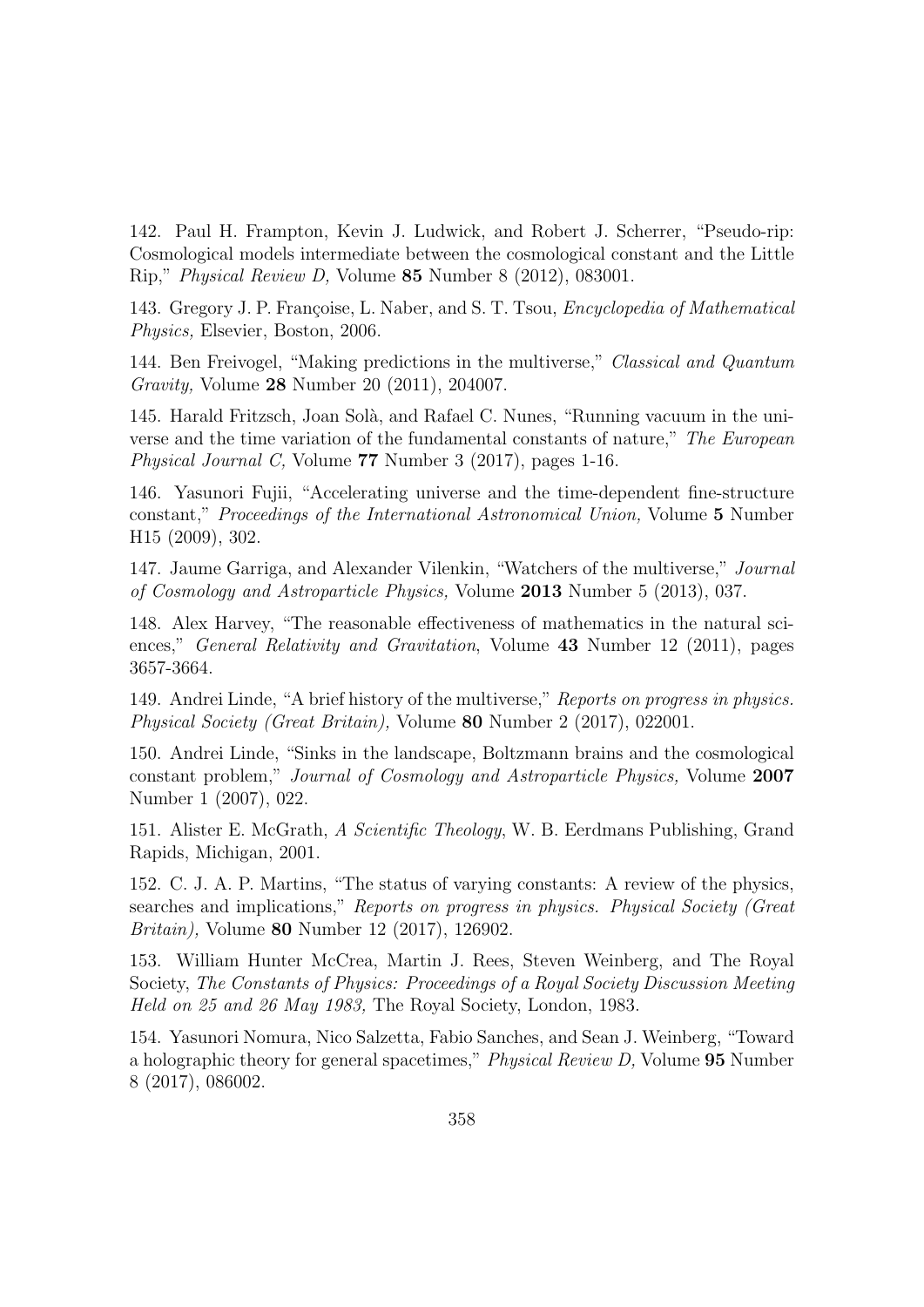142. Paul H. Frampton, Kevin J. Ludwick, and Robert J. Scherrer, "Pseudo-rip: Cosmological models intermediate between the cosmological constant and the Little Rip," *Physical Review D,* Volume **85** Number 8 (2012), 083001.

143. Gregory J. P. Françoise, L. Naber, and S. T. Tsou, *Encyclopedia of Mathematical Physics,* Elsevier, Boston, 2006.

144. Ben Freivogel, "Making predictions in the multiverse," *Classical and Quantum Gravity,* Volume **28** Number 20 (2011), 204007.

145. Harald Fritzsch, Joan Solà, and Rafael C. Nunes, "Running vacuum in the universe and the time variation of the fundamental constants of nature," *The European Physical Journal C,* Volume **77** Number 3 (2017), pages 1-16.

146. Yasunori Fujii, "Accelerating universe and the time-dependent fine-structure constant," *Proceedings of the International Astronomical Union,* Volume **5** Number H15 (2009), 302.

147. Jaume Garriga, and Alexander Vilenkin, "Watchers of the multiverse," *Journal of Cosmology and Astroparticle Physics,* Volume **2013** Number 5 (2013), 037.

148. Alex Harvey, "The reasonable effectiveness of mathematics in the natural sciences," *General Relativity and Gravitation*, Volume **43** Number 12 (2011), pages 3657-3664.

149. Andrei Linde, "A brief history of the multiverse," *Reports on progress in physics. Physical Society (Great Britain),* Volume **80** Number 2 (2017), 022001.

150. Andrei Linde, "Sinks in the landscape, Boltzmann brains and the cosmological constant problem," *Journal of Cosmology and Astroparticle Physics,* Volume **2007** Number 1 (2007), 022.

151. Alister E. McGrath, *A Scientific Theology*, W. B. Eerdmans Publishing, Grand Rapids, Michigan, 2001.

152. C. J. A. P. Martins, "The status of varying constants: A review of the physics, searches and implications," *Reports on progress in physics. Physical Society (Great Britain),* Volume **80** Number 12 (2017), 126902.

153. William Hunter McCrea, Martin J. Rees, Steven Weinberg, and The Royal Society, *The Constants of Physics: Proceedings of a Royal Society Discussion Meeting Held on 25 and 26 May 1983,* The Royal Society, London, 1983.

154. Yasunori Nomura, Nico Salzetta, Fabio Sanches, and Sean J. Weinberg, "Toward a holographic theory for general spacetimes," *Physical Review D,* Volume **95** Number 8 (2017), 086002.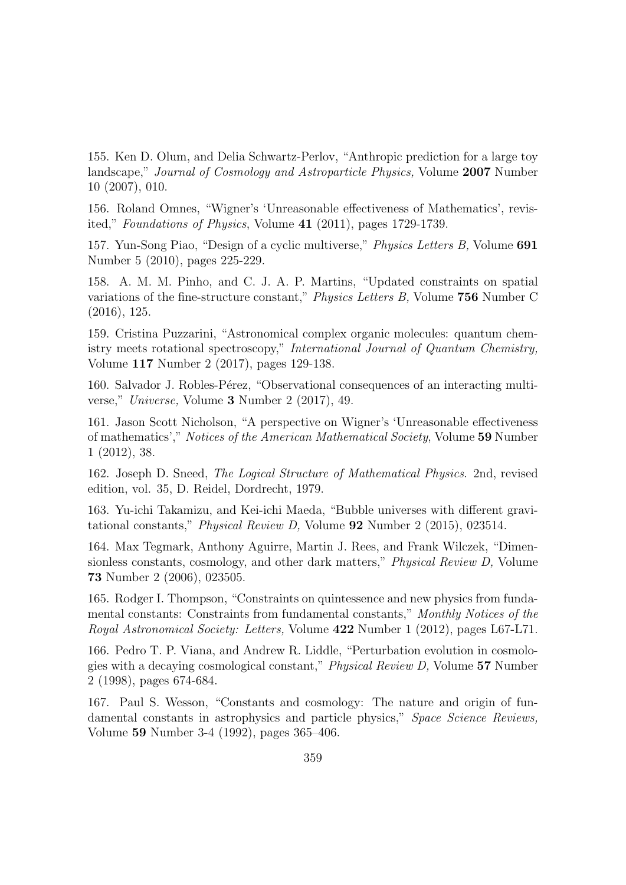155. Ken D. Olum, and Delia Schwartz-Perlov, “Anthropic prediction for a large toy landscape,” *Journal of Cosmology and Astroparticle Physics,* Volume **2007** Number 10 (2007), 010.

156. Roland Omnes, “Wigner’s ‘Unreasonable effectiveness of Mathematics’, revisited,” *Foundations of Physics*, Volume **41** (2011), pages 1729-1739.

157. Yun-Song Piao, “Design of a cyclic multiverse,” *Physics Letters B,* Volume **691** Number 5 (2010), pages 225-229.

158. A. M. M. Pinho, and C. J. A. P. Martins, “Updated constraints on spatial variations of the fine-structure constant,” *Physics Letters B,* Volume **756** Number C (2016), 125.

159. Cristina Puzzarini, “Astronomical complex organic molecules: quantum chemistry meets rotational spectroscopy,” *International Journal of Quantum Chemistry,* Volume **117** Number 2 (2017), pages 129-138.

160. Salvador J. Robles-Pérez, “Observational consequences of an interacting multiverse,” *Universe,* Volume **3** Number 2 (2017), 49.

161. Jason Scott Nicholson, “A perspective on Wigner’s ‘Unreasonable effectiveness of mathematics’,” *Notices of the American Mathematical Society*, Volume **59** Number 1 (2012), 38.

162. Joseph D. Sneed, *The Logical Structure of Mathematical Physics*. 2nd, revised edition, vol. 35, D. Reidel, Dordrecht, 1979.

163. Yu-ichi Takamizu, and Kei-ichi Maeda, “Bubble universes with different gravitational constants,” *Physical Review D,* Volume **92** Number 2 (2015), 023514.

164. Max Tegmark, Anthony Aguirre, Martin J. Rees, and Frank Wilczek, “Dimensionless constants, cosmology, and other dark matters,” *Physical Review D,* Volume **73** Number 2 (2006), 023505.

165. Rodger I. Thompson, “Constraints on quintessence and new physics from fundamental constants: Constraints from fundamental constants,” *Monthly Notices of the Royal Astronomical Society: Letters,* Volume **422** Number 1 (2012), pages L67-L71.

166. Pedro T. P. Viana, and Andrew R. Liddle, “Perturbation evolution in cosmologies with a decaying cosmological constant,” *Physical Review D,* Volume **57** Number 2 (1998), pages 674-684.

167. Paul S. Wesson, “Constants and cosmology: The nature and origin of fundamental constants in astrophysics and particle physics,” *Space Science Reviews,* Volume **59** Number 3-4 (1992), pages 365–406.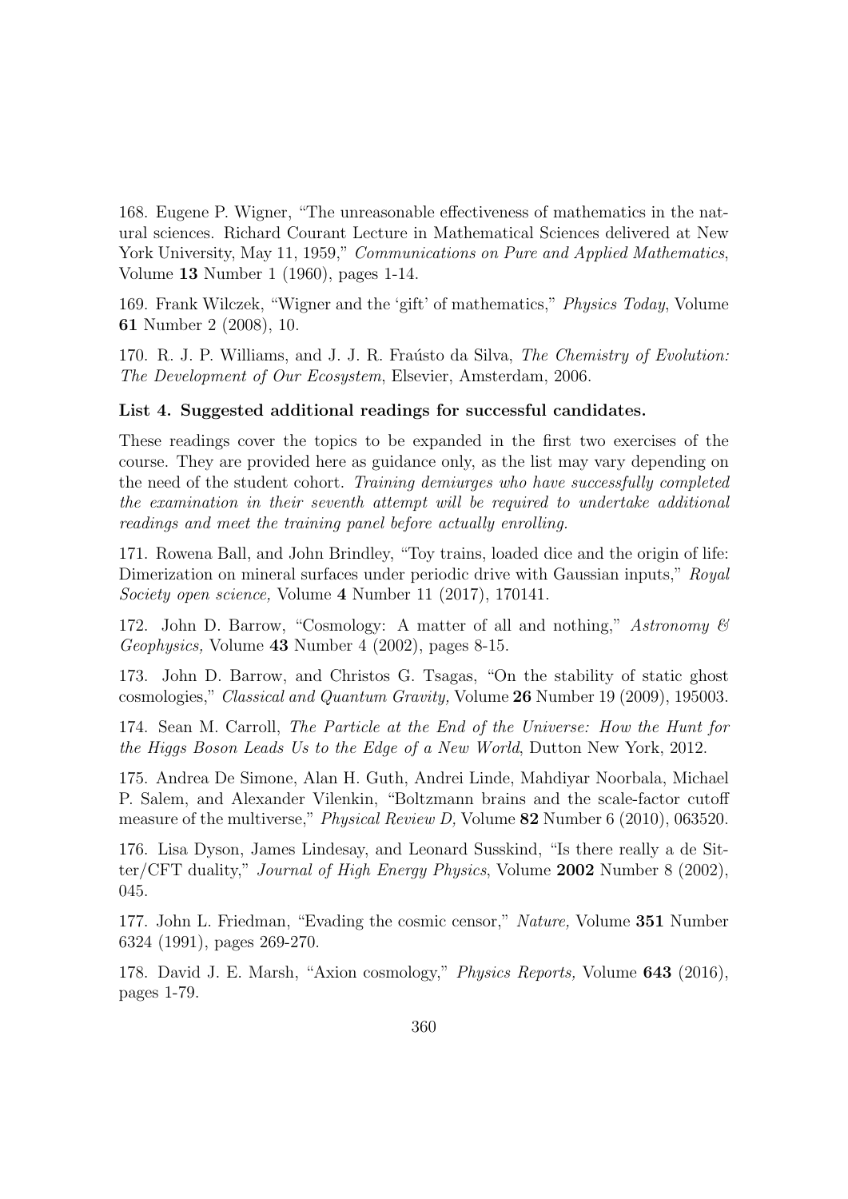168. Eugene P. Wigner, "The unreasonable effectiveness of mathematics in the natural sciences. Richard Courant Lecture in Mathematical Sciences delivered at New York University, May 11, 1959," *Communications on Pure and Applied Mathematics*, Volume **13** Number 1 (1960), pages 1-14.

169. Frank Wilczek, "Wigner and the 'gift' of mathematics," *Physics Today*, Volume **61** Number 2 (2008), 10.

170. R. J. P. Williams, and J. J. R. Fraústo da Silva, *The Chemistry of Evolution: The Development of Our Ecosystem*, Elsevier, Amsterdam, 2006.

**List 4. Suggested additional readings for successful candidates.**

These readings cover the topics to be expanded in the first two exercises of the course. They are provided here as guidance only, as the list may vary depending on the need of the student cohort. *Training demiurges who have successfully completed the examination in their seventh attempt will be required to undertake additional readings and meet the training panel before actually enrolling.*

171. Rowena Ball, and John Brindley, "Toy trains, loaded dice and the origin of life: Dimerization on mineral surfaces under periodic drive with Gaussian inputs," *Royal Society open science,* Volume **4** Number 11 (2017), 170141.

172. John D. Barrow, "Cosmology: A matter of all and nothing," *Astronomy & Geophysics,* Volume **43** Number 4 (2002), pages 8-15.

173. John D. Barrow, and Christos G. Tsagas, "On the stability of static ghost cosmologies," *Classical and Quantum Gravity,* Volume **26** Number 19 (2009), 195003.

174. Sean M. Carroll, *The Particle at the End of the Universe: How the Hunt for the Higgs Boson Leads Us to the Edge of a New World*, Dutton New York, 2012.

175. Andrea De Simone, Alan H. Guth, Andrei Linde, Mahdiyar Noorbala, Michael P. Salem, and Alexander Vilenkin, "Boltzmann brains and the scale-factor cutoff measure of the multiverse," *Physical Review D,* Volume **82** Number 6 (2010), 063520.

176. Lisa Dyson, James Lindesay, and Leonard Susskind, "Is there really a de Sitter/CFT duality," *Journal of High Energy Physics*, Volume **2002** Number 8 (2002), 045.

177. John L. Friedman, "Evading the cosmic censor," *Nature,* Volume **351** Number 6324 (1991), pages 269-270.

178. David J. E. Marsh, "Axion cosmology," *Physics Reports,* Volume **643** (2016), pages 1-79.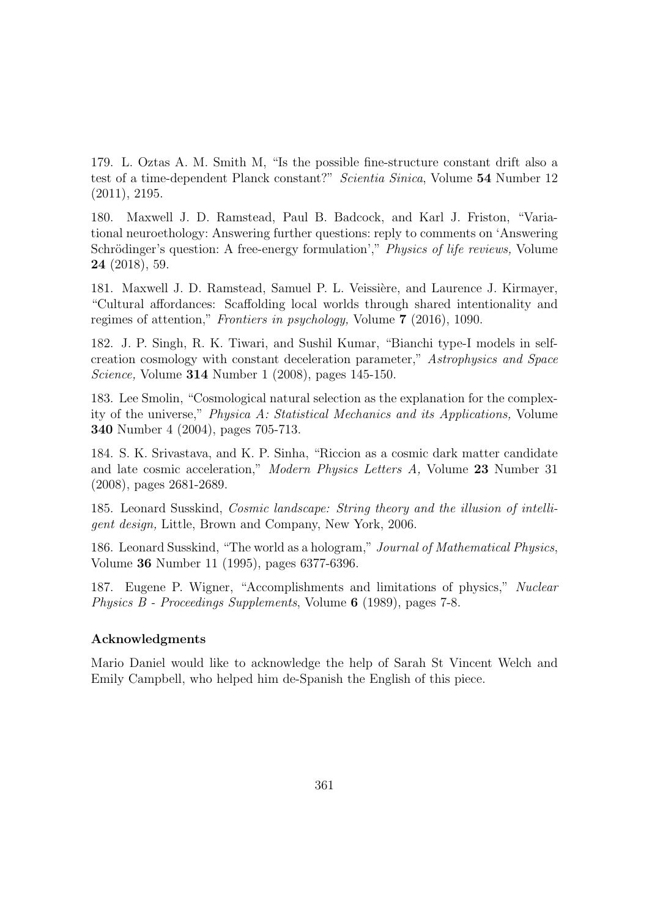179. L. Oztas A. M. Smith M, "Is the possible fine-structure constant drift also a test of a time-dependent Planck constant?" *Scientia Sinica*, Volume **54** Number 12 (2011), 2195.

180. Maxwell J. D. Ramstead, Paul B. Badcock, and Karl J. Friston, "Variational neuroethology: Answering further questions: reply to comments on 'Answering Schrödinger's question: A free-energy formulation'," *Physics of life reviews,* Volume **24** (2018), 59.

181. Maxwell J. D. Ramstead, Samuel P. L. Veissière, and Laurence J. Kirmayer, "Cultural affordances: Scaffolding local worlds through shared intentionality and regimes of attention," *Frontiers in psychology,* Volume **7** (2016), 1090.

182. J. P. Singh, R. K. Tiwari, and Sushil Kumar, "Bianchi type-I models in self-creation cosmology with constant deceleration parameter," *Astrophysics and Space Science,* Volume **314** Number 1 (2008), pages 145-150.

183. Lee Smolin, "Cosmological natural selection as the explanation for the complexity of the universe," *Physica A: Statistical Mechanics and its Applications,* Volume **340** Number 4 (2004), pages 705-713.

184. S. K. Srivastava, and K. P. Sinha, "Riccion as a cosmic dark matter candidate and late cosmic acceleration," *Modern Physics Letters A,* Volume **23** Number 31 (2008), pages 2681-2689.

185. Leonard Susskind, *Cosmic landscape: String theory and the illusion of intelligent design,* Little, Brown and Company, New York, 2006.

186. Leonard Susskind, "The world as a hologram," *Journal of Mathematical Physics*, Volume **36** Number 11 (1995), pages 6377-6396.

187. Eugene P. Wigner, "Accomplishments and limitations of physics," *Nuclear Physics B - Proceedings Supplements*, Volume **6** (1989), pages 7-8.

### Acknowledgments

Mario Daniel would like to acknowledge the help of Sarah St Vincent Welch and Emily Campbell, who helped him de-Spanish the English of this piece.